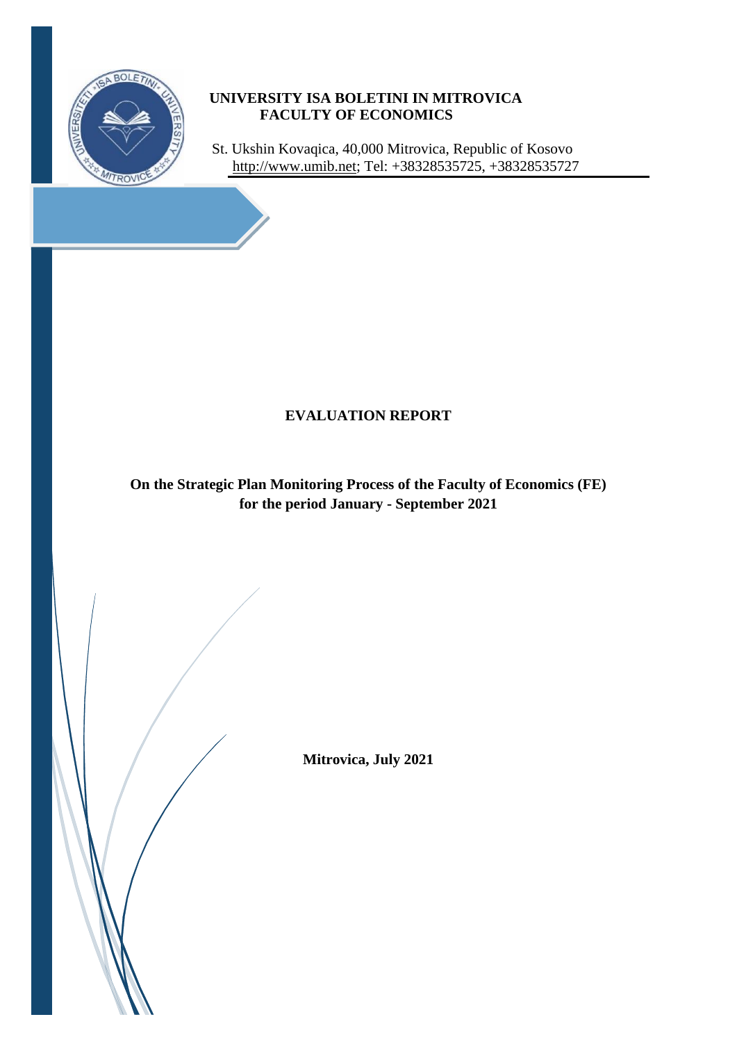**UNIVERSITY ISA BOLETINI IN MITROVICA**
**FACULTY OF ECONOMICS**

St. Ukshin Kovaqica, 40,000 Mitrovica, Republic of Kosovo
http://www.umib.net; Tel: +38328535725, +38328535727

# EVALUATION REPORT

## On the Strategic Plan Monitoring Process of the Faculty of Economics (FE) for the period January - September 2021

**Mitrovica, July 2021**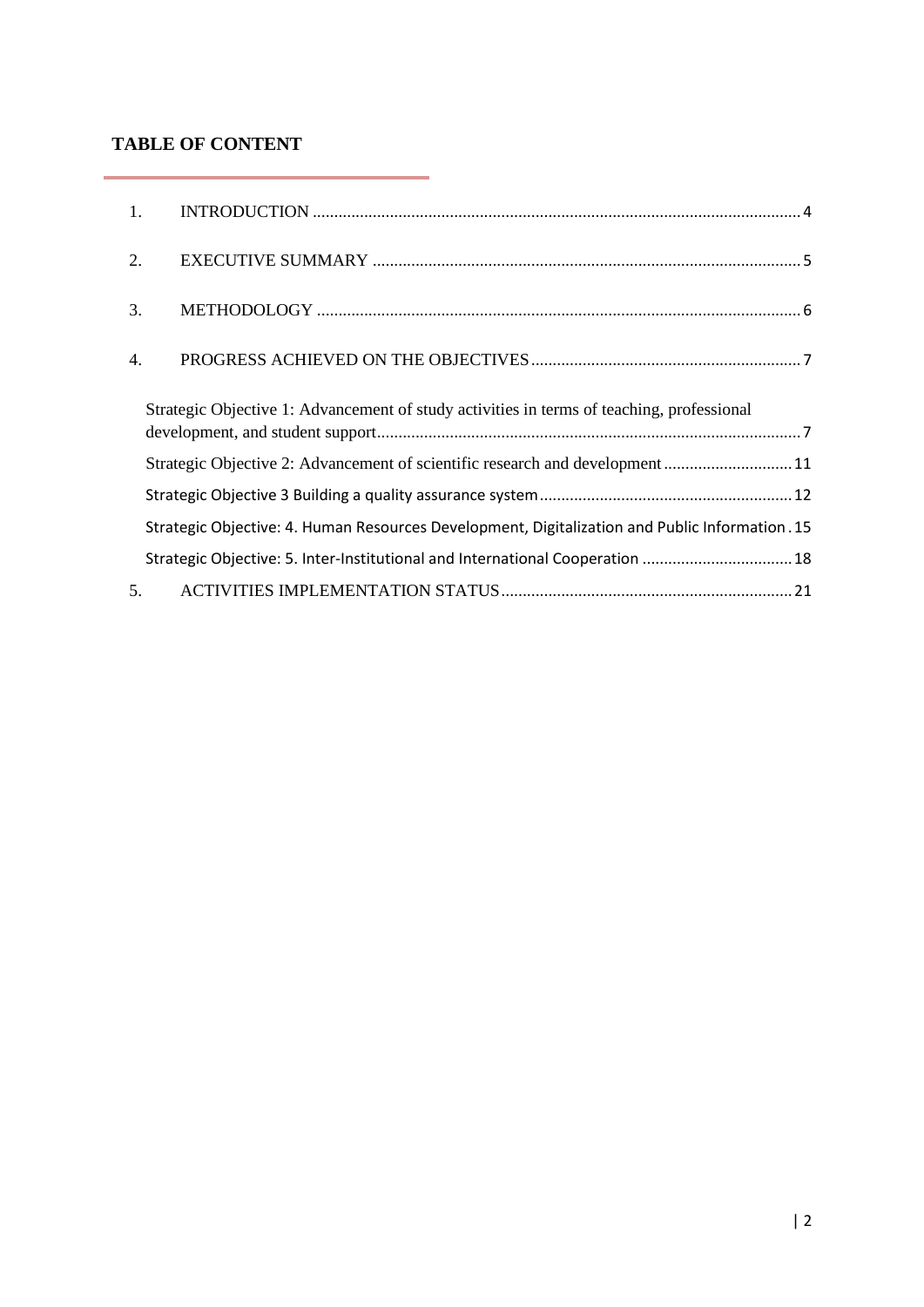**TABLE OF CONTENT**

1. INTRODUCTION ..... 4
2. EXECUTIVE SUMMARY ..... 5
3. METHODOLOGY ..... 6
4. PROGRESS ACHIEVED ON THE OBJECTIVES ..... 7
   - Strategic Objective 1: Advancement of study activities in terms of teaching, professional development, and student support ..... 7
   - Strategic Objective 2: Advancement of scientific research and development ..... 11
   - Strategic Objective 3 Building a quality assurance system ..... 12
   - Strategic Objective: 4. Human Resources Development, Digitalization and Public Information ..... 15
   - Strategic Objective: 5. Inter-Institutional and International Cooperation ..... 18
5. ACTIVITIES IMPLEMENTATION STATUS ..... 21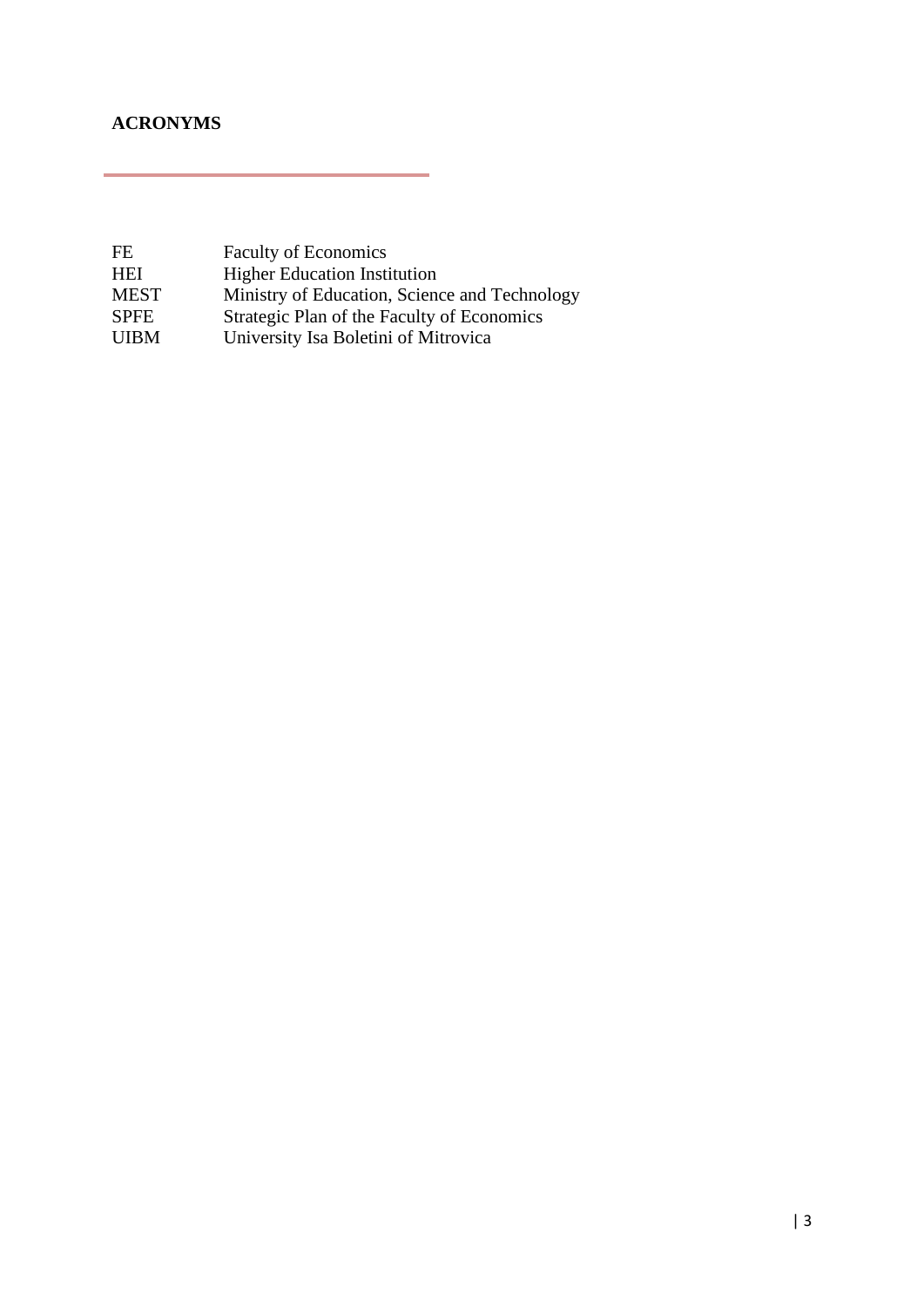# ACRONYMS

| | |
|---|---|
| FE | Faculty of Economics |
| HEI | Higher Education Institution |
| MEST | Ministry of Education, Science and Technology |
| SPFE | Strategic Plan of the Faculty of Economics |
| UIBM | University Isa Boletini of Mitrovica |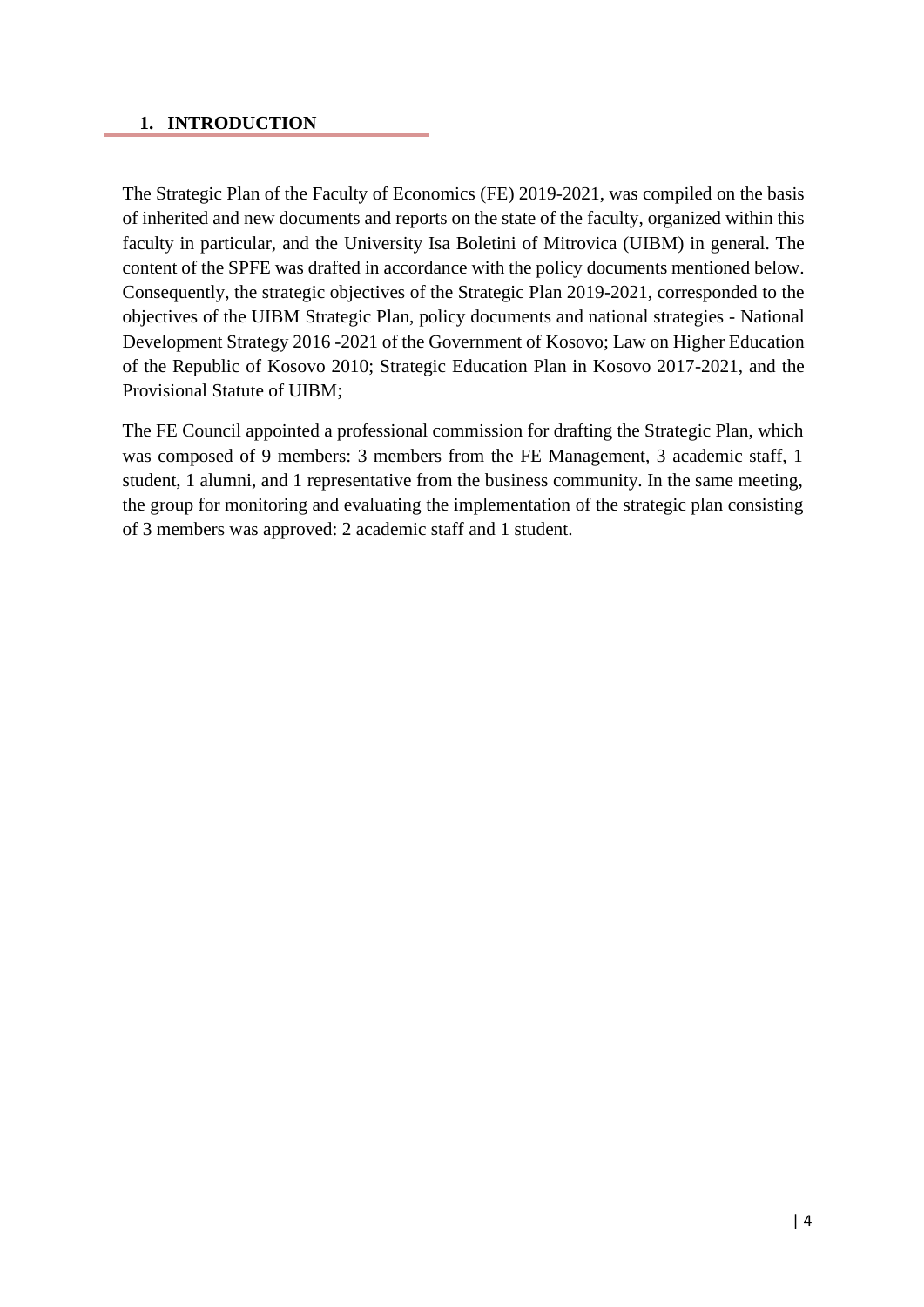# 1. INTRODUCTION

The Strategic Plan of the Faculty of Economics (FE) 2019-2021, was compiled on the basis of inherited and new documents and reports on the state of the faculty, organized within this faculty in particular, and the University Isa Boletini of Mitrovica (UIBM) in general. The content of the SPFE was drafted in accordance with the policy documents mentioned below. Consequently, the strategic objectives of the Strategic Plan 2019-2021, corresponded to the objectives of the UIBM Strategic Plan, policy documents and national strategies - National Development Strategy 2016 -2021 of the Government of Kosovo; Law on Higher Education of the Republic of Kosovo 2010; Strategic Education Plan in Kosovo 2017-2021, and the Provisional Statute of UIBM;

The FE Council appointed a professional commission for drafting the Strategic Plan, which was composed of 9 members: 3 members from the FE Management, 3 academic staff, 1 student, 1 alumni, and 1 representative from the business community. In the same meeting, the group for monitoring and evaluating the implementation of the strategic plan consisting of 3 members was approved: 2 academic staff and 1 student.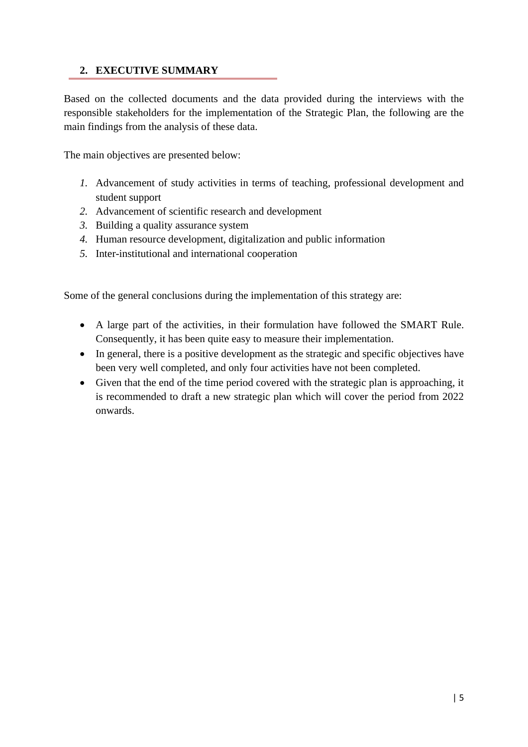## 2. EXECUTIVE SUMMARY

Based on the collected documents and the data provided during the interviews with the responsible stakeholders for the implementation of the Strategic Plan, the following are the main findings from the analysis of these data.

The main objectives are presented below:

1. Advancement of study activities in terms of teaching, professional development and student support
2. Advancement of scientific research and development
3. Building a quality assurance system
4. Human resource development, digitalization and public information
5. Inter-institutional and international cooperation

Some of the general conclusions during the implementation of this strategy are:

- A large part of the activities, in their formulation have followed the SMART Rule. Consequently, it has been quite easy to measure their implementation.
- In general, there is a positive development as the strategic and specific objectives have been very well completed, and only four activities have not been completed.
- Given that the end of the time period covered with the strategic plan is approaching, it is recommended to draft a new strategic plan which will cover the period from 2022 onwards.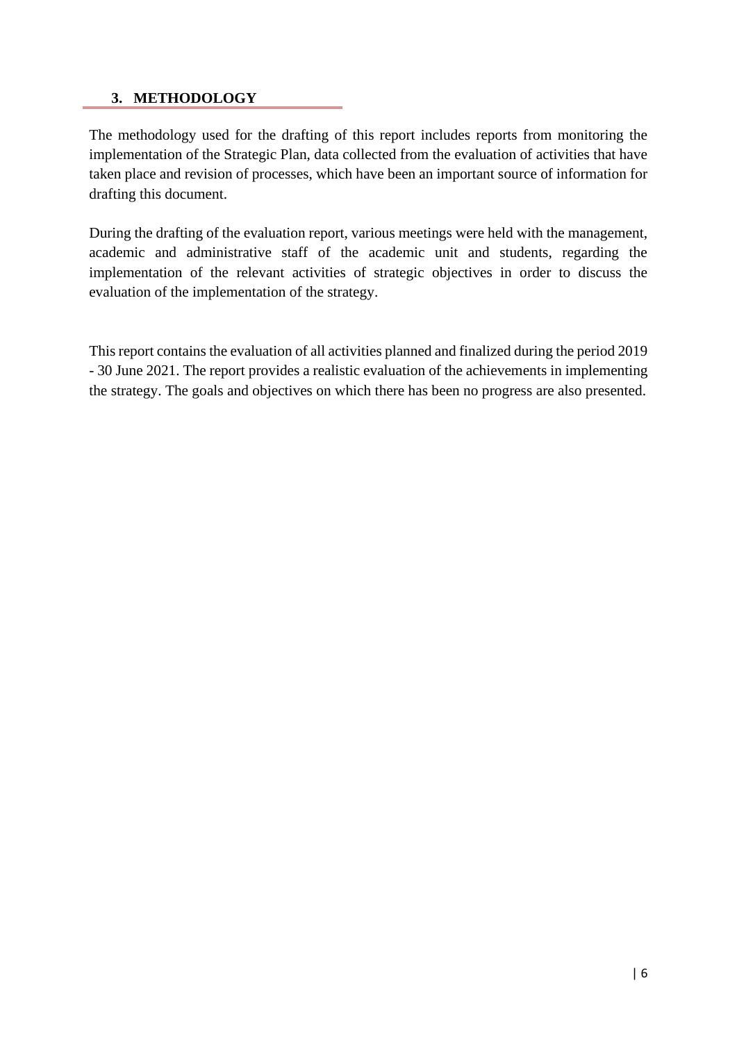## 3. METHODOLOGY

The methodology used for the drafting of this report includes reports from monitoring the implementation of the Strategic Plan, data collected from the evaluation of activities that have taken place and revision of processes, which have been an important source of information for drafting this document.

During the drafting of the evaluation report, various meetings were held with the management, academic and administrative staff of the academic unit and students, regarding the implementation of the relevant activities of strategic objectives in order to discuss the evaluation of the implementation of the strategy.

This report contains the evaluation of all activities planned and finalized during the period 2019 - 30 June 2021. The report provides a realistic evaluation of the achievements in implementing the strategy. The goals and objectives on which there has been no progress are also presented.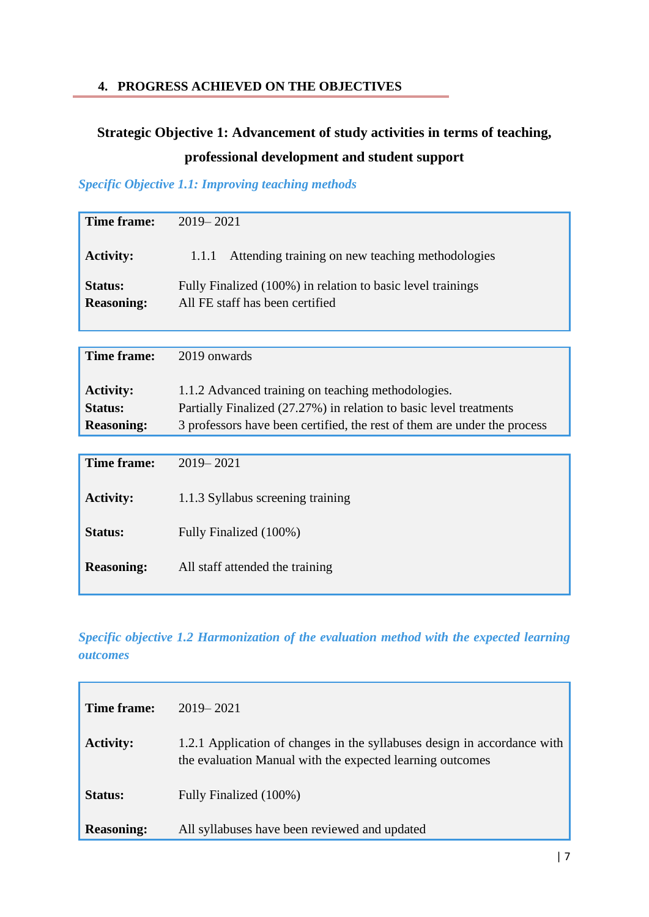## 4. PROGRESS ACHIEVED ON THE OBJECTIVES

### Strategic Objective 1: Advancement of study activities in terms of teaching, professional development and student support

#### *Specific Objective 1.1: Improving teaching methods*

| | |
|---|---|
| **Time frame:** | 2019– 2021 |
| **Activity:** | 1.1.1 Attending training on new teaching methodologies |
| **Status:** | Fully Finalized (100%) in relation to basic level trainings |
| **Reasoning:** | All FE staff has been certified |

| | |
|---|---|
| **Time frame:** | 2019 onwards |
| **Activity:** | 1.1.2 Advanced training on teaching methodologies. |
| **Status:** | Partially Finalized (27.27%) in relation to basic level treatments |
| **Reasoning:** | 3 professors have been certified, the rest of them are under the process |

| | |
|---|---|
| **Time frame:** | 2019– 2021 |
| **Activity:** | 1.1.3 Syllabus screening training |
| **Status:** | Fully Finalized (100%) |
| **Reasoning:** | All staff attended the training |

#### *Specific objective 1.2 Harmonization of the evaluation method with the expected learning outcomes*

| | |
|---|---|
| **Time frame:** | 2019– 2021 |
| **Activity:** | 1.2.1 Application of changes in the syllabuses design in accordance with the evaluation Manual with the expected learning outcomes |
| **Status:** | Fully Finalized (100%) |
| **Reasoning:** | All syllabuses have been reviewed and updated |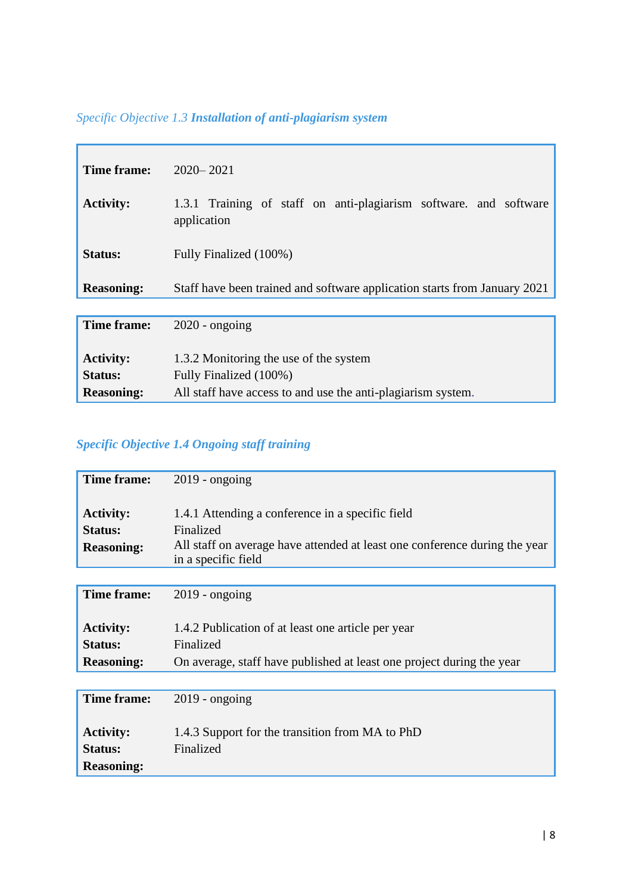### *Specific Objective 1.3* ***Installation of anti-plagiarism system***

| | |
|---|---|
| **Time frame:** | 2020– 2021 |
| **Activity:** | 1.3.1 Training of staff on anti-plagiarism software. and software application |
| **Status:** | Fully Finalized (100%) |
| **Reasoning:** | Staff have been trained and software application starts from January 2021 |

| | |
|---|---|
| **Time frame:** | 2020 - ongoing |
| **Activity:** | 1.3.2 Monitoring the use of the system |
| **Status:** | Fully Finalized (100%) |
| **Reasoning:** | All staff have access to and use the anti-plagiarism system. |

### ***Specific Objective 1.4 Ongoing staff training***

| | |
|---|---|
| **Time frame:** | 2019 - ongoing |
| **Activity:** | 1.4.1 Attending a conference in a specific field |
| **Status:** | Finalized |
| **Reasoning:** | All staff on average have attended at least one conference during the year in a specific field |

| | |
|---|---|
| **Time frame:** | 2019 - ongoing |
| **Activity:** | 1.4.2 Publication of at least one article per year |
| **Status:** | Finalized |
| **Reasoning:** | On average, staff have published at least one project during the year |

| | |
|---|---|
| **Time frame:** | 2019 - ongoing |
| **Activity:** | 1.4.3 Support for the transition from MA to PhD |
| **Status:** | Finalized |
| **Reasoning:** | |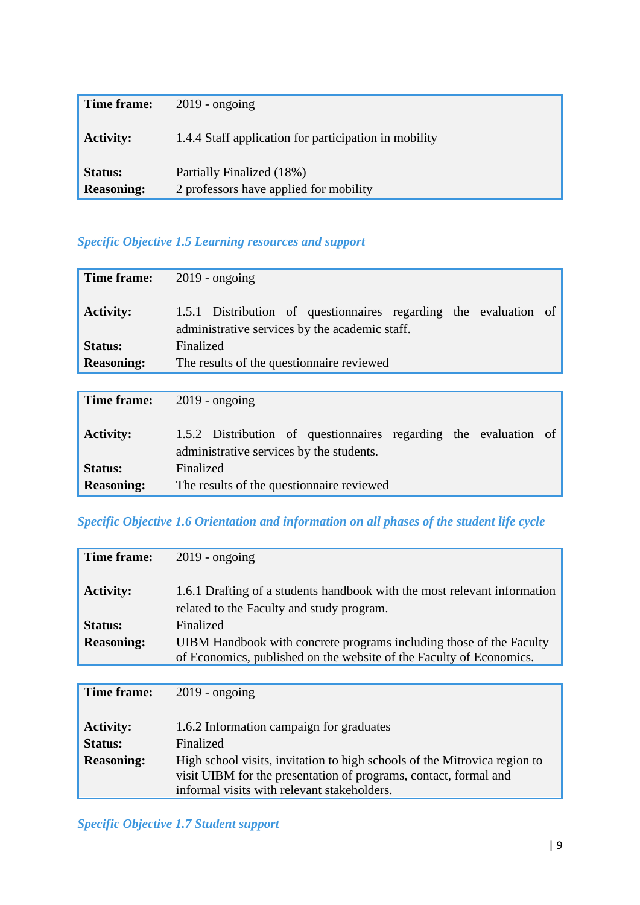| | |
|---|---|
| **Time frame:** | 2019 - ongoing |
| **Activity:** | 1.4.4 Staff application for participation in mobility |
| **Status:** | Partially Finalized (18%) |
| **Reasoning:** | 2 professors have applied for mobility |

### *Specific Objective 1.5 Learning resources and support*

| | |
|---|---|
| **Time frame:** | 2019 - ongoing |
| **Activity:** | 1.5.1 Distribution of questionnaires regarding the evaluation of administrative services by the academic staff. |
| **Status:** | Finalized |
| **Reasoning:** | The results of the questionnaire reviewed |

| | |
|---|---|
| **Time frame:** | 2019 - ongoing |
| **Activity:** | 1.5.2 Distribution of questionnaires regarding the evaluation of administrative services by the students. |
| **Status:** | Finalized |
| **Reasoning:** | The results of the questionnaire reviewed |

### *Specific Objective 1.6 Orientation and information on all phases of the student life cycle*

| | |
|---|---|
| **Time frame:** | 2019 - ongoing |
| **Activity:** | 1.6.1 Drafting of a students handbook with the most relevant information related to the Faculty and study program. |
| **Status:** | Finalized |
| **Reasoning:** | UIBM Handbook with concrete programs including those of the Faculty of Economics, published on the website of the Faculty of Economics. |

| | |
|---|---|
| **Time frame:** | 2019 - ongoing |
| **Activity:** | 1.6.2 Information campaign for graduates |
| **Status:** | Finalized |
| **Reasoning:** | High school visits, invitation to high schools of the Mitrovica region to visit UIBM for the presentation of programs, contact, formal and informal visits with relevant stakeholders. |

### *Specific Objective 1.7 Student support*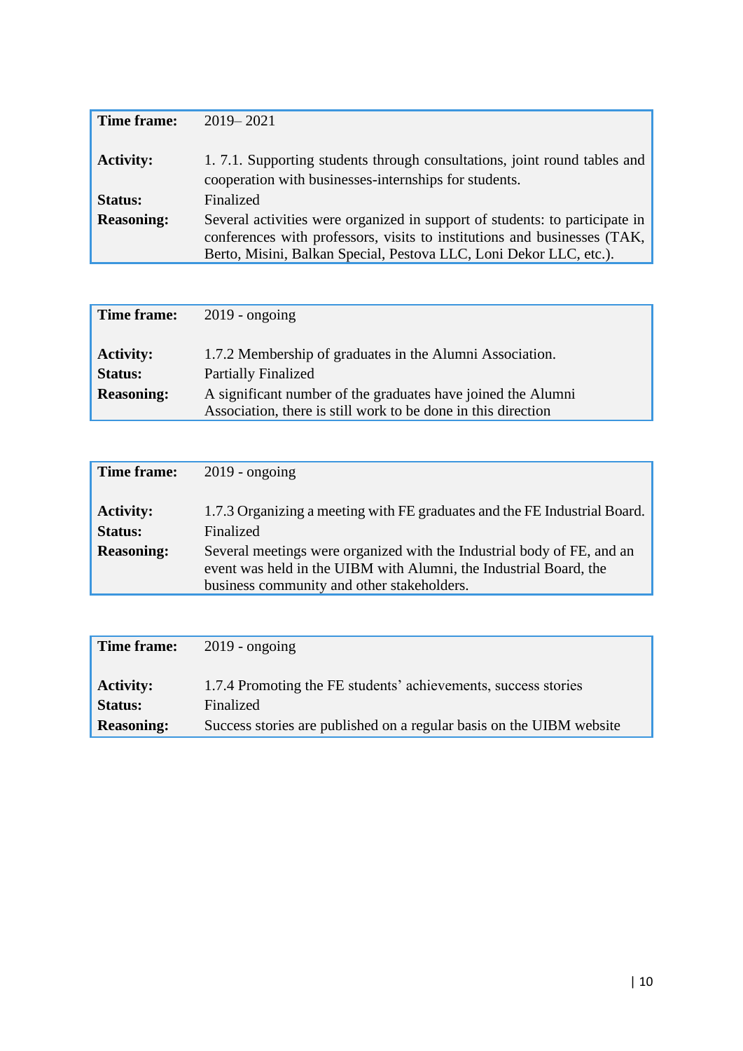| **Time frame:** | 2019– 2021 |
|---|---|
| **Activity:** | 1. 7.1. Supporting students through consultations, joint round tables and cooperation with businesses-internships for students. |
| **Status:** | Finalized |
| **Reasoning:** | Several activities were organized in support of students: to participate in conferences with professors, visits to institutions and businesses (TAK, Berto, Misini, Balkan Special, Pestova LLC, Loni Dekor LLC, etc.). |

| **Time frame:** | 2019 - ongoing |
|---|---|
| **Activity:** | 1.7.2 Membership of graduates in the Alumni Association. |
| **Status:** | Partially Finalized |
| **Reasoning:** | A significant number of the graduates have joined the Alumni Association, there is still work to be done in this direction |

| **Time frame:** | 2019 - ongoing |
|---|---|
| **Activity:** | 1.7.3 Organizing a meeting with FE graduates and the FE Industrial Board. |
| **Status:** | Finalized |
| **Reasoning:** | Several meetings were organized with the Industrial body of FE, and an event was held in the UIBM with Alumni, the Industrial Board, the business community and other stakeholders. |

| **Time frame:** | 2019 - ongoing |
|---|---|
| **Activity:** | 1.7.4 Promoting the FE students' achievements, success stories |
| **Status:** | Finalized |
| **Reasoning:** | Success stories are published on a regular basis on the UIBM website |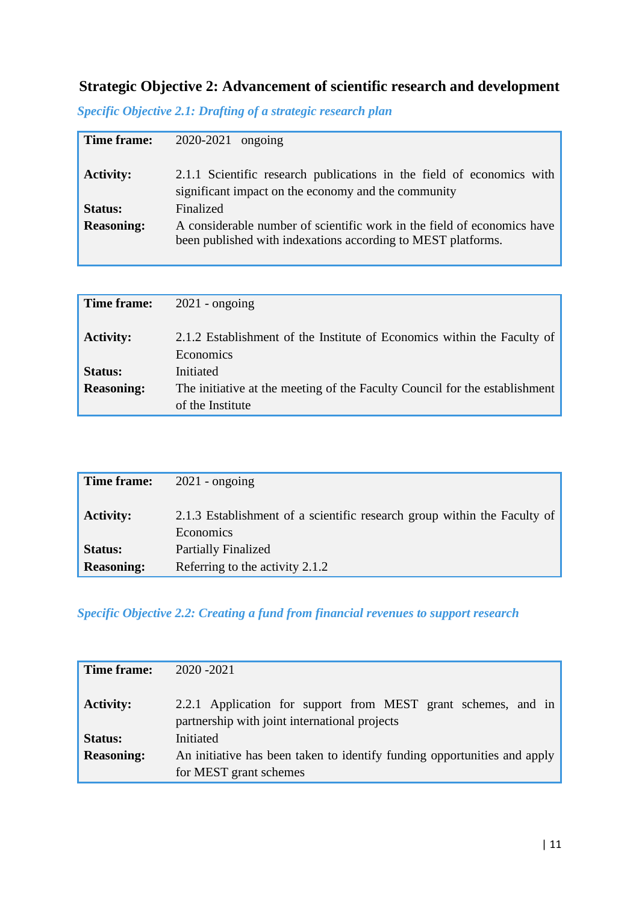## Strategic Objective 2: Advancement of scientific research and development

### *Specific Objective 2.1: Drafting of a strategic research plan*

| | |
|---|---|
| **Time frame:** | 2020-2021 ongoing |
| **Activity:** | 2.1.1 Scientific research publications in the field of economics with significant impact on the economy and the community |
| **Status:** | Finalized |
| **Reasoning:** | A considerable number of scientific work in the field of economics have been published with indexations according to MEST platforms. |

| | |
|---|---|
| **Time frame:** | 2021 - ongoing |
| **Activity:** | 2.1.2 Establishment of the Institute of Economics within the Faculty of Economics |
| **Status:** | Initiated |
| **Reasoning:** | The initiative at the meeting of the Faculty Council for the establishment of the Institute |

| | |
|---|---|
| **Time frame:** | 2021 - ongoing |
| **Activity:** | 2.1.3 Establishment of a scientific research group within the Faculty of Economics |
| **Status:** | Partially Finalized |
| **Reasoning:** | Referring to the activity 2.1.2 |

### *Specific Objective 2.2: Creating a fund from financial revenues to support research*

| | |
|---|---|
| **Time frame:** | 2020 -2021 |
| **Activity:** | 2.2.1 Application for support from MEST grant schemes, and in partnership with joint international projects |
| **Status:** | Initiated |
| **Reasoning:** | An initiative has been taken to identify funding opportunities and apply for MEST grant schemes |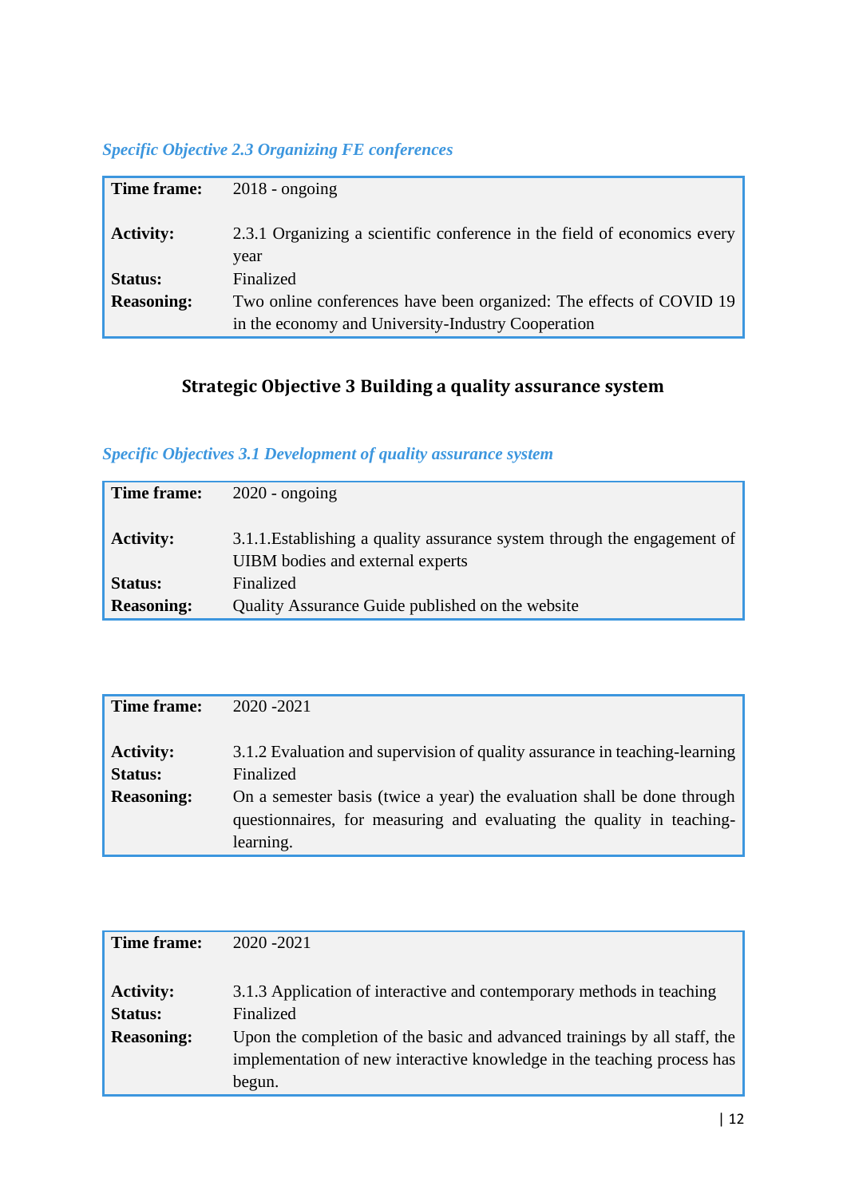*Specific Objective 2.3 Organizing FE conferences*

| **Time frame:** | 2018 - ongoing |
|---|---|
| **Activity:** | 2.3.1 Organizing a scientific conference in the field of economics every year |
| **Status:** | Finalized |
| **Reasoning:** | Two online conferences have been organized: The effects of COVID 19 in the economy and University-Industry Cooperation |

## Strategic Objective 3 Building a quality assurance system

*Specific Objectives 3.1 Development of quality assurance system*

| **Time frame:** | 2020 - ongoing |
|---|---|
| **Activity:** | 3.1.1.Establishing a quality assurance system through the engagement of UIBM bodies and external experts |
| **Status:** | Finalized |
| **Reasoning:** | Quality Assurance Guide published on the website |

| **Time frame:** | 2020 -2021 |
|---|---|
| **Activity:** | 3.1.2 Evaluation and supervision of quality assurance in teaching-learning |
| **Status:** | Finalized |
| **Reasoning:** | On a semester basis (twice a year) the evaluation shall be done through questionnaires, for measuring and evaluating the quality in teaching-learning. |

| **Time frame:** | 2020 -2021 |
|---|---|
| **Activity:** | 3.1.3 Application of interactive and contemporary methods in teaching |
| **Status:** | Finalized |
| **Reasoning:** | Upon the completion of the basic and advanced trainings by all staff, the implementation of new interactive knowledge in the teaching process has begun. |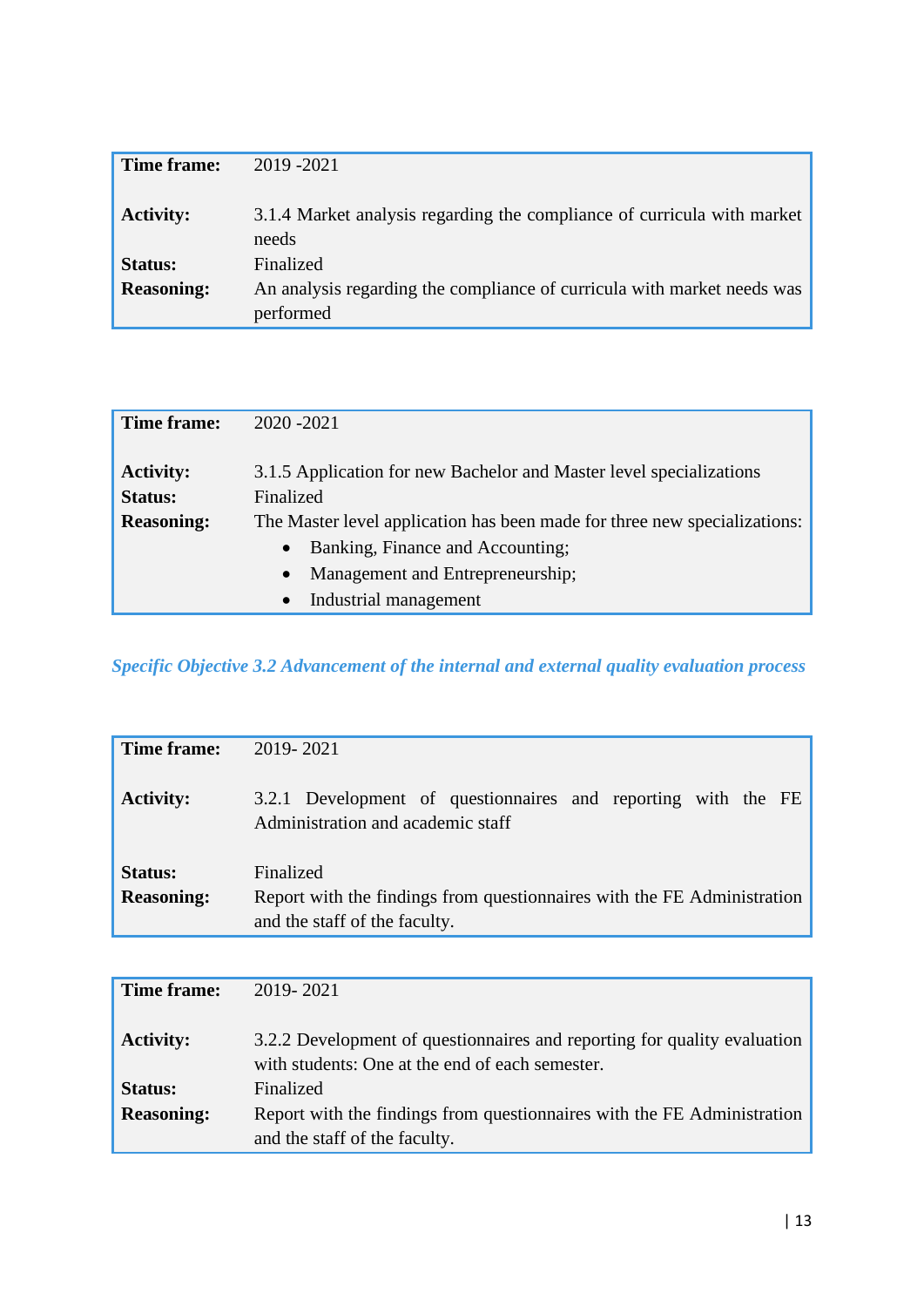| **Time frame:** | 2019 -2021 |
| --- | --- |
| **Activity:** | 3.1.4 Market analysis regarding the compliance of curricula with market needs |
| **Status:** | Finalized |
| **Reasoning:** | An analysis regarding the compliance of curricula with market needs was performed |

| **Time frame:** | 2020 -2021 |
| --- | --- |
| **Activity:** | 3.1.5 Application for new Bachelor and Master level specializations |
| **Status:** | Finalized |
| **Reasoning:** | The Master level application has been made for three new specializations:<br>• Banking, Finance and Accounting;<br>• Management and Entrepreneurship;<br>• Industrial management |

***Specific Objective 3.2 Advancement of the internal and external quality evaluation process***

| **Time frame:** | 2019- 2021 |
| --- | --- |
| **Activity:** | 3.2.1 Development of questionnaires and reporting with the FE Administration and academic staff |
| **Status:** | Finalized |
| **Reasoning:** | Report with the findings from questionnaires with the FE Administration and the staff of the faculty. |

| **Time frame:** | 2019- 2021 |
| --- | --- |
| **Activity:** | 3.2.2 Development of questionnaires and reporting for quality evaluation with students: One at the end of each semester. |
| **Status:** | Finalized |
| **Reasoning:** | Report with the findings from questionnaires with the FE Administration and the staff of the faculty. |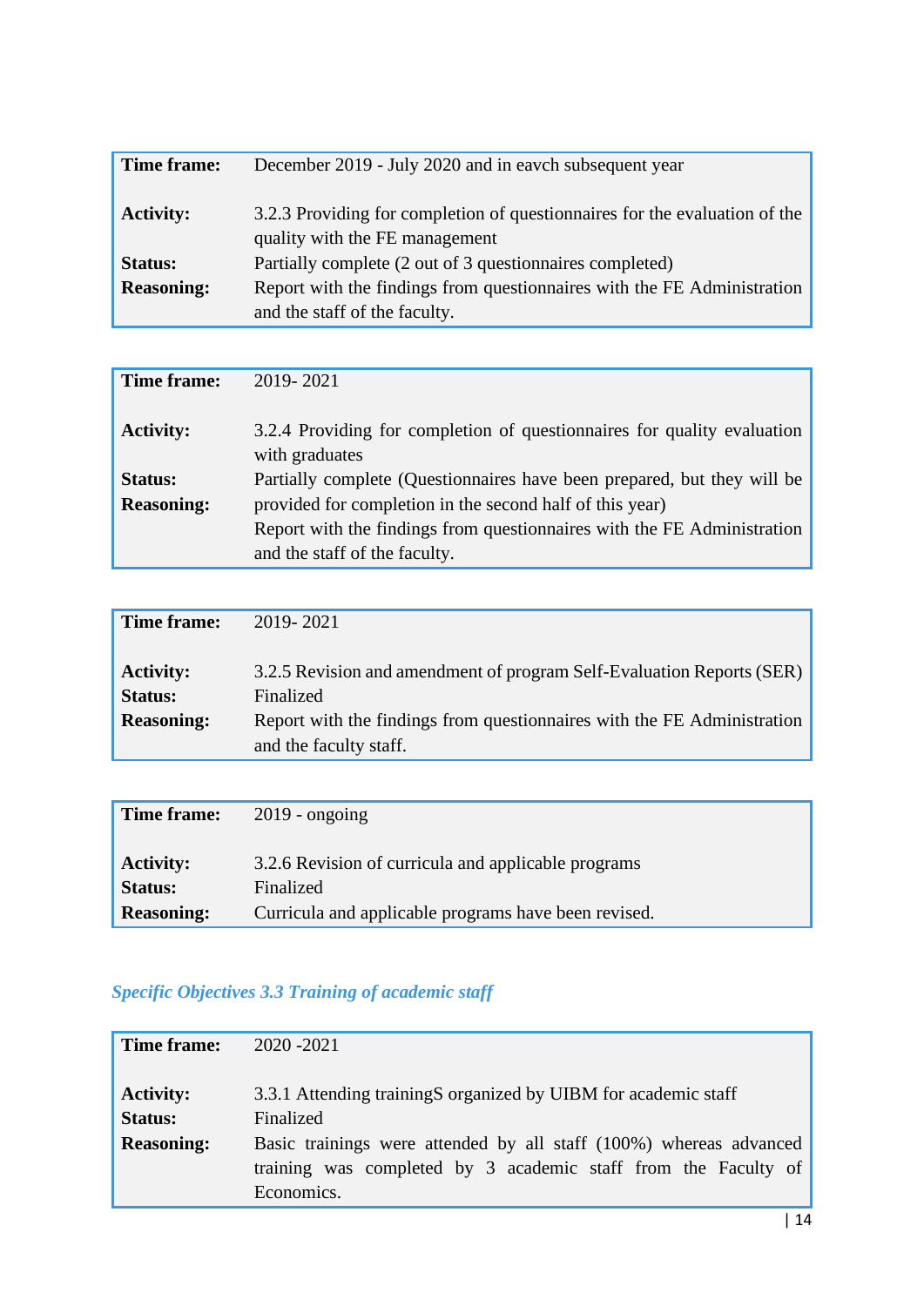| | |
|---|---|
| **Time frame:** | December 2019 - July 2020 and in eavch subsequent year |
| **Activity:** | 3.2.3 Providing for completion of questionnaires for the evaluation of the quality with the FE management |
| **Status:** | Partially complete (2 out of 3 questionnaires completed) |
| **Reasoning:** | Report with the findings from questionnaires with the FE Administration and the staff of the faculty. |

| | |
|---|---|
| **Time frame:** | 2019- 2021 |
| **Activity:** | 3.2.4 Providing for completion of questionnaires for quality evaluation with graduates |
| **Status:** | Partially complete (Questionnaires have been prepared, but they will be provided for completion in the second half of this year) |
| **Reasoning:** | Report with the findings from questionnaires with the FE Administration and the staff of the faculty. |

| | |
|---|---|
| **Time frame:** | 2019- 2021 |
| **Activity:** | 3.2.5 Revision and amendment of program Self-Evaluation Reports (SER) |
| **Status:** | Finalized |
| **Reasoning:** | Report with the findings from questionnaires with the FE Administration and the faculty staff. |

| | |
|---|---|
| **Time frame:** | 2019 - ongoing |
| **Activity:** | 3.2.6 Revision of curricula and applicable programs |
| **Status:** | Finalized |
| **Reasoning:** | Curricula and applicable programs have been revised. |

### *Specific Objectives 3.3 Training of academic staff*

| | |
|---|---|
| **Time frame:** | 2020 -2021 |
| **Activity:** | 3.3.1 Attending trainingS organized by UIBM for academic staff |
| **Status:** | Finalized |
| **Reasoning:** | Basic trainings were attended by all staff (100%) whereas advanced training was completed by 3 academic staff from the Faculty of Economics. |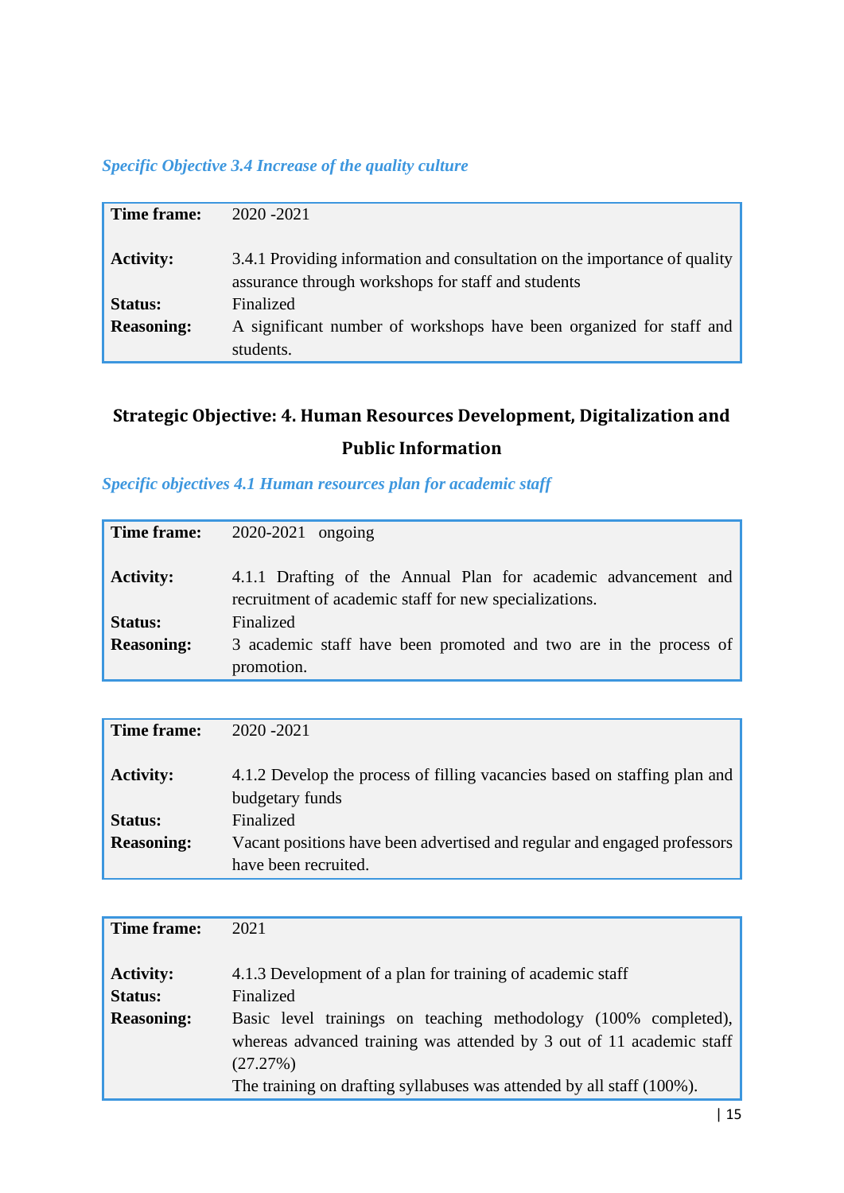*Specific Objective 3.4 Increase of the quality culture*

| | |
|---|---|
| **Time frame:** | 2020 -2021 |
| **Activity:** | 3.4.1 Providing information and consultation on the importance of quality assurance through workshops for staff and students |
| **Status:** | Finalized |
| **Reasoning:** | A significant number of workshops have been organized for staff and students. |

## Strategic Objective: 4. Human Resources Development, Digitalization and Public Information

*Specific objectives 4.1 Human resources plan for academic staff*

| | |
|---|---|
| **Time frame:** | 2020-2021 ongoing |
| **Activity:** | 4.1.1 Drafting of the Annual Plan for academic advancement and recruitment of academic staff for new specializations. |
| **Status:** | Finalized |
| **Reasoning:** | 3 academic staff have been promoted and two are in the process of promotion. |

| | |
|---|---|
| **Time frame:** | 2020 -2021 |
| **Activity:** | 4.1.2 Develop the process of filling vacancies based on staffing plan and budgetary funds |
| **Status:** | Finalized |
| **Reasoning:** | Vacant positions have been advertised and regular and engaged professors have been recruited. |

| | |
|---|---|
| **Time frame:** | 2021 |
| **Activity:** | 4.1.3 Development of a plan for training of academic staff |
| **Status:** | Finalized |
| **Reasoning:** | Basic level trainings on teaching methodology (100% completed), whereas advanced training was attended by 3 out of 11 academic staff (27.27%)<br>The training on drafting syllabuses was attended by all staff (100%). |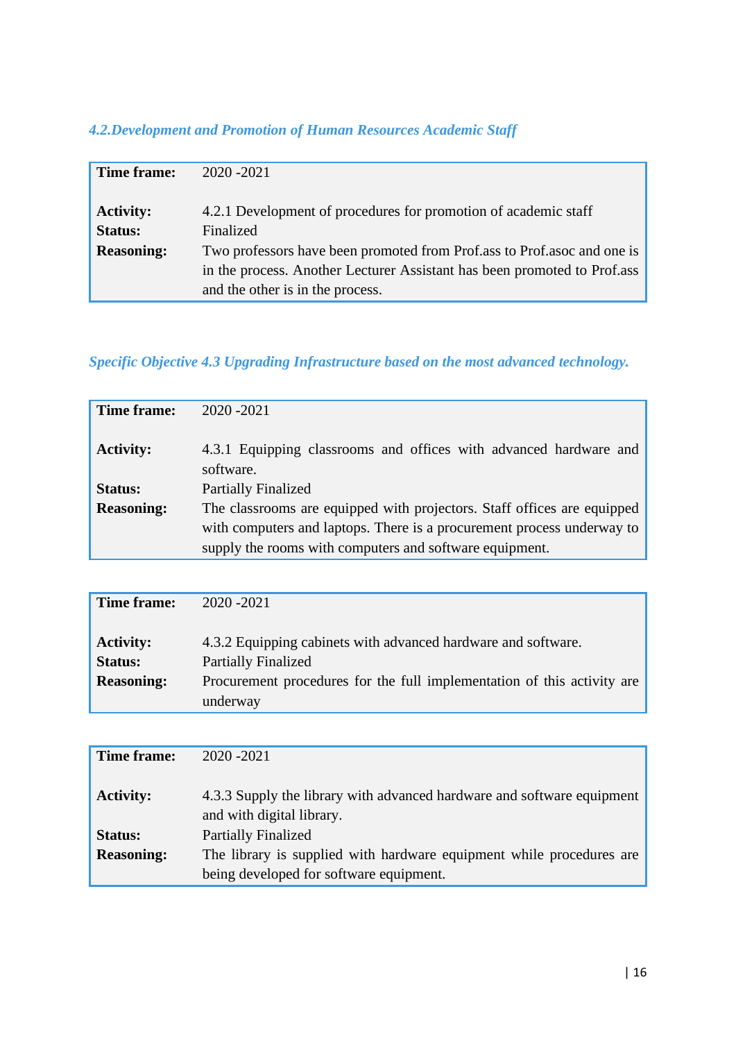### *4.2.Development and Promotion of Human Resources Academic Staff*

| | |
|---|---|
| **Time frame:** | 2020 -2021 |
| **Activity:** | 4.2.1 Development of procedures for promotion of academic staff |
| **Status:** | Finalized |
| **Reasoning:** | Two professors have been promoted from Prof.ass to Prof.asoc and one is in the process. Another Lecturer Assistant has been promoted to Prof.ass and the other is in the process. |

### *Specific Objective 4.3 Upgrading Infrastructure based on the most advanced technology.*

| | |
|---|---|
| **Time frame:** | 2020 -2021 |
| **Activity:** | 4.3.1 Equipping classrooms and offices with advanced hardware and software. |
| **Status:** | Partially Finalized |
| **Reasoning:** | The classrooms are equipped with projectors. Staff offices are equipped with computers and laptops. There is a procurement process underway to supply the rooms with computers and software equipment. |

| | |
|---|---|
| **Time frame:** | 2020 -2021 |
| **Activity:** | 4.3.2 Equipping cabinets with advanced hardware and software. |
| **Status:** | Partially Finalized |
| **Reasoning:** | Procurement procedures for the full implementation of this activity are underway |

| | |
|---|---|
| **Time frame:** | 2020 -2021 |
| **Activity:** | 4.3.3 Supply the library with advanced hardware and software equipment and with digital library. |
| **Status:** | Partially Finalized |
| **Reasoning:** | The library is supplied with hardware equipment while procedures are being developed for software equipment. |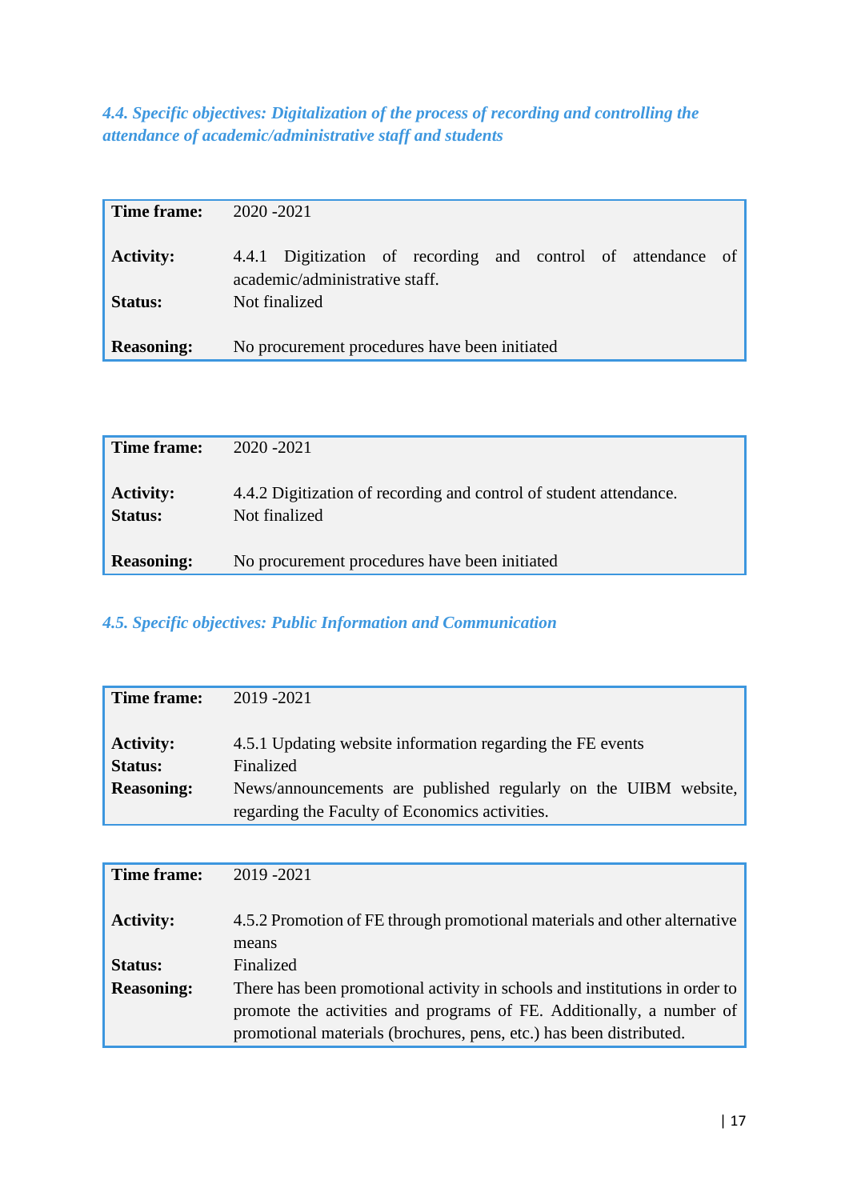### *4.4. Specific objectives: Digitalization of the process of recording and controlling the attendance of academic/administrative staff and students*

| | |
|---|---|
| **Time frame:** | 2020 -2021 |
| **Activity:** | 4.4.1 Digitization of recording and control of attendance of academic/administrative staff. |
| **Status:** | Not finalized |
| **Reasoning:** | No procurement procedures have been initiated |

| | |
|---|---|
| **Time frame:** | 2020 -2021 |
| **Activity:** | 4.4.2 Digitization of recording and control of student attendance. |
| **Status:** | Not finalized |
| **Reasoning:** | No procurement procedures have been initiated |

### *4.5. Specific objectives: Public Information and Communication*

| | |
|---|---|
| **Time frame:** | 2019 -2021 |
| **Activity:** | 4.5.1 Updating website information regarding the FE events |
| **Status:** | Finalized |
| **Reasoning:** | News/announcements are published regularly on the UIBM website, regarding the Faculty of Economics activities. |

| | |
|---|---|
| **Time frame:** | 2019 -2021 |
| **Activity:** | 4.5.2 Promotion of FE through promotional materials and other alternative means |
| **Status:** | Finalized |
| **Reasoning:** | There has been promotional activity in schools and institutions in order to promote the activities and programs of FE. Additionally, a number of promotional materials (brochures, pens, etc.) has been distributed. |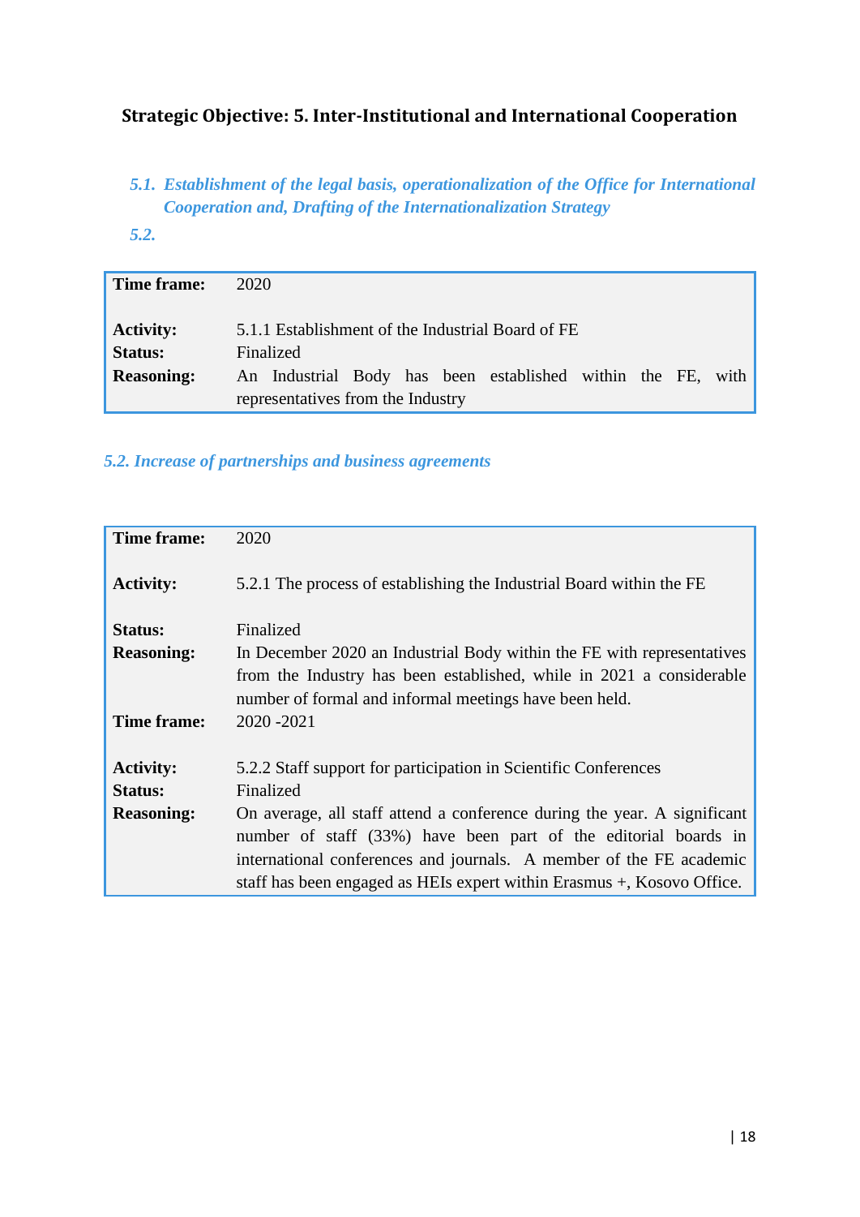**Strategic Objective: 5. Inter-Institutional and International Cooperation**

*5.1. Establishment of the legal basis, operationalization of the Office for International Cooperation and, Drafting of the Internationalization Strategy*

*5.2.*

| | |
|---|---|
| **Time frame:** | 2020 |
| **Activity:** | 5.1.1 Establishment of the Industrial Board of FE |
| **Status:** | Finalized |
| **Reasoning:** | An Industrial Body has been established within the FE, with representatives from the Industry |

*5.2. Increase of partnerships and business agreements*

| | |
|---|---|
| **Time frame:** | 2020 |
| **Activity:** | 5.2.1 The process of establishing the Industrial Board within the FE |
| **Status:** | Finalized |
| **Reasoning:** | In December 2020 an Industrial Body within the FE with representatives from the Industry has been established, while in 2021 a considerable number of formal and informal meetings have been held. |
| **Time frame:** | 2020 -2021 |
| **Activity:** | 5.2.2 Staff support for participation in Scientific Conferences |
| **Status:** | Finalized |
| **Reasoning:** | On average, all staff attend a conference during the year. A significant number of staff (33%) have been part of the editorial boards in international conferences and journals. A member of the FE academic staff has been engaged as HEIs expert within Erasmus +, Kosovo Office. |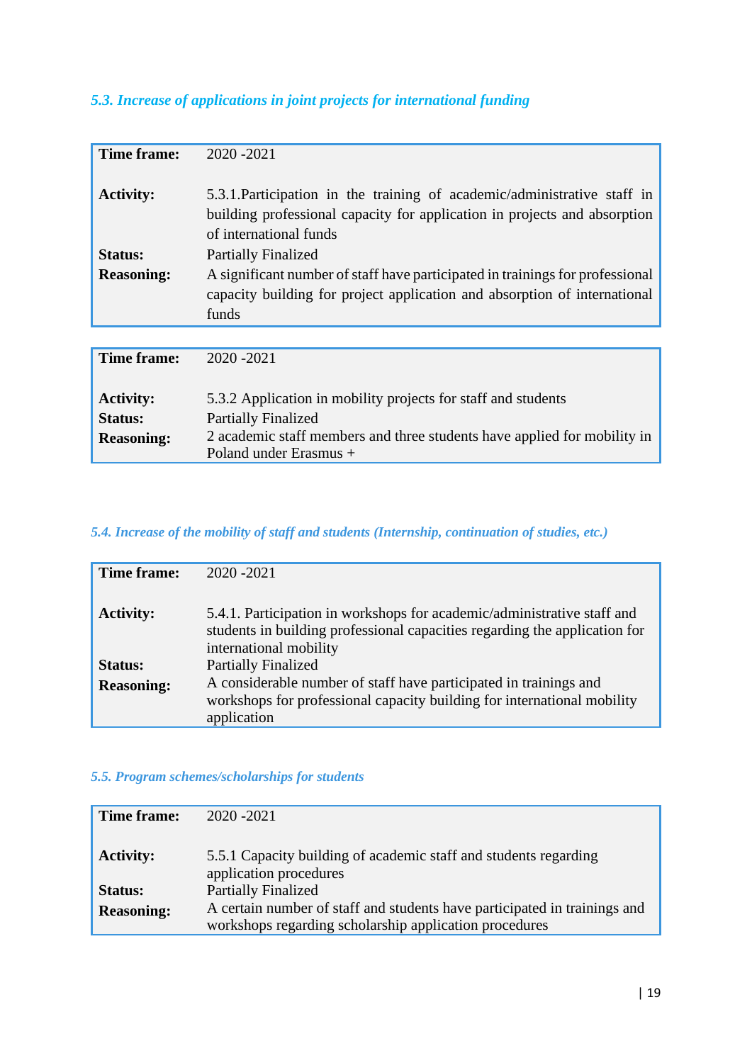### *5.3. Increase of applications in joint projects for international funding*

| | |
|---|---|
| **Time frame:** | 2020 -2021 |
| **Activity:** | 5.3.1.Participation in the training of academic/administrative staff in building professional capacity for application in projects and absorption of international funds |
| **Status:** | Partially Finalized |
| **Reasoning:** | A significant number of staff have participated in trainings for professional capacity building for project application and absorption of international funds |

| | |
|---|---|
| **Time frame:** | 2020 -2021 |
| **Activity:** | 5.3.2 Application in mobility projects for staff and students |
| **Status:** | Partially Finalized |
| **Reasoning:** | 2 academic staff members and three students have applied for mobility in Poland under Erasmus + |

### *5.4. Increase of the mobility of staff and students (Internship, continuation of studies, etc.)*

| | |
|---|---|
| **Time frame:** | 2020 -2021 |
| **Activity:** | 5.4.1. Participation in workshops for academic/administrative staff and students in building professional capacities regarding the application for international mobility |
| **Status:** | Partially Finalized |
| **Reasoning:** | A considerable number of staff have participated in trainings and workshops for professional capacity building for international mobility application |

### *5.5. Program schemes/scholarships for students*

| | |
|---|---|
| **Time frame:** | 2020 -2021 |
| **Activity:** | 5.5.1 Capacity building of academic staff and students regarding application procedures |
| **Status:** | Partially Finalized |
| **Reasoning:** | A certain number of staff and students have participated in trainings and workshops regarding scholarship application procedures |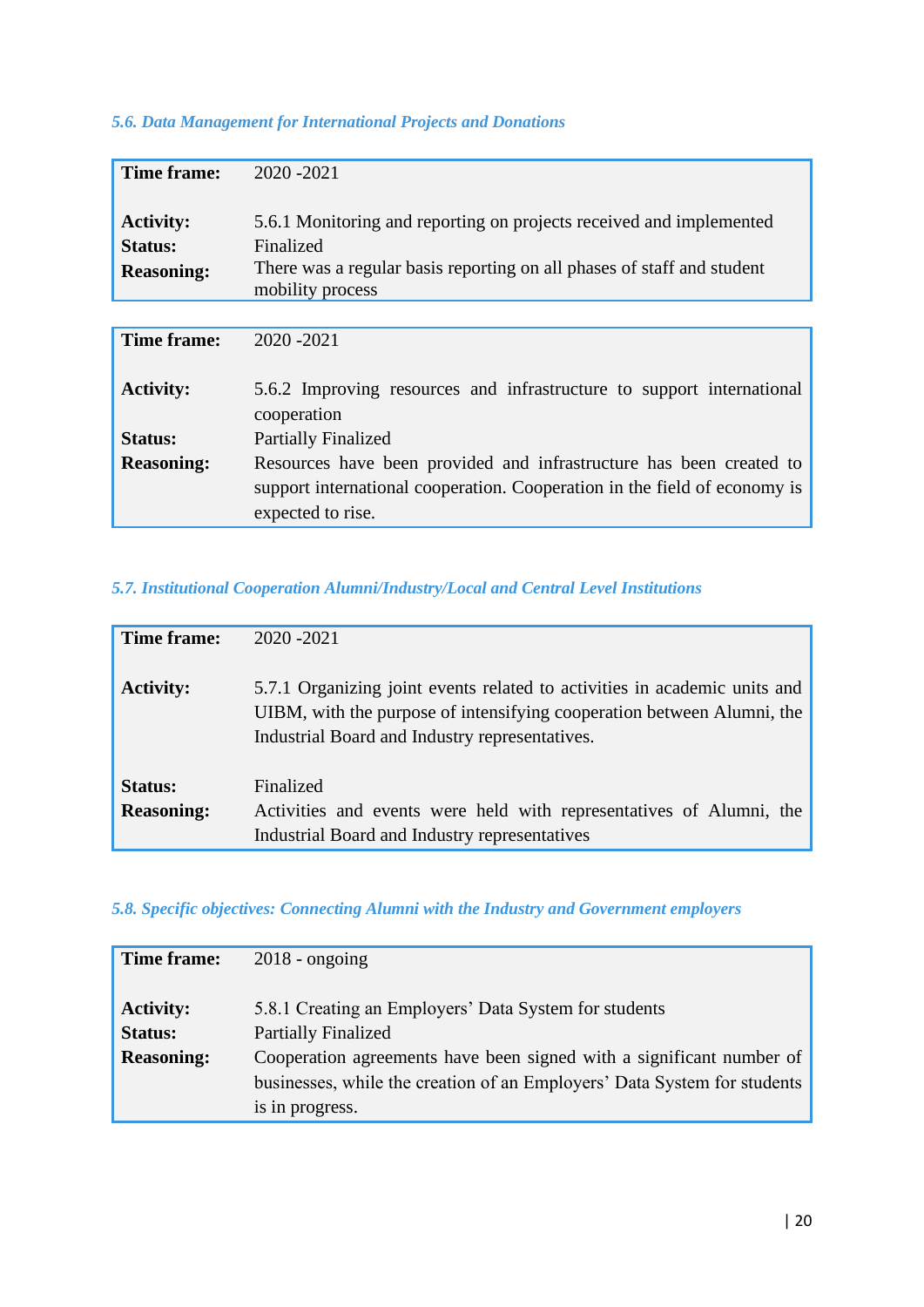### *5.6. Data Management for International Projects and Donations*

| **Time frame:** | 2020 -2021 |
|---|---|
| **Activity:** | 5.6.1 Monitoring and reporting on projects received and implemented |
| **Status:** | Finalized |
| **Reasoning:** | There was a regular basis reporting on all phases of staff and student mobility process |

| **Time frame:** | 2020 -2021 |
|---|---|
| **Activity:** | 5.6.2 Improving resources and infrastructure to support international cooperation |
| **Status:** | Partially Finalized |
| **Reasoning:** | Resources have been provided and infrastructure has been created to support international cooperation. Cooperation in the field of economy is expected to rise. |

### *5.7. Institutional Cooperation Alumni/Industry/Local and Central Level Institutions*

| **Time frame:** | 2020 -2021 |
|---|---|
| **Activity:** | 5.7.1 Organizing joint events related to activities in academic units and UIBM, with the purpose of intensifying cooperation between Alumni, the Industrial Board and Industry representatives. |
| **Status:** | Finalized |
| **Reasoning:** | Activities and events were held with representatives of Alumni, the Industrial Board and Industry representatives |

### *5.8. Specific objectives: Connecting Alumni with the Industry and Government employers*

| **Time frame:** | 2018 - ongoing |
|---|---|
| **Activity:** | 5.8.1 Creating an Employers' Data System for students |
| **Status:** | Partially Finalized |
| **Reasoning:** | Cooperation agreements have been signed with a significant number of businesses, while the creation of an Employers' Data System for students is in progress. |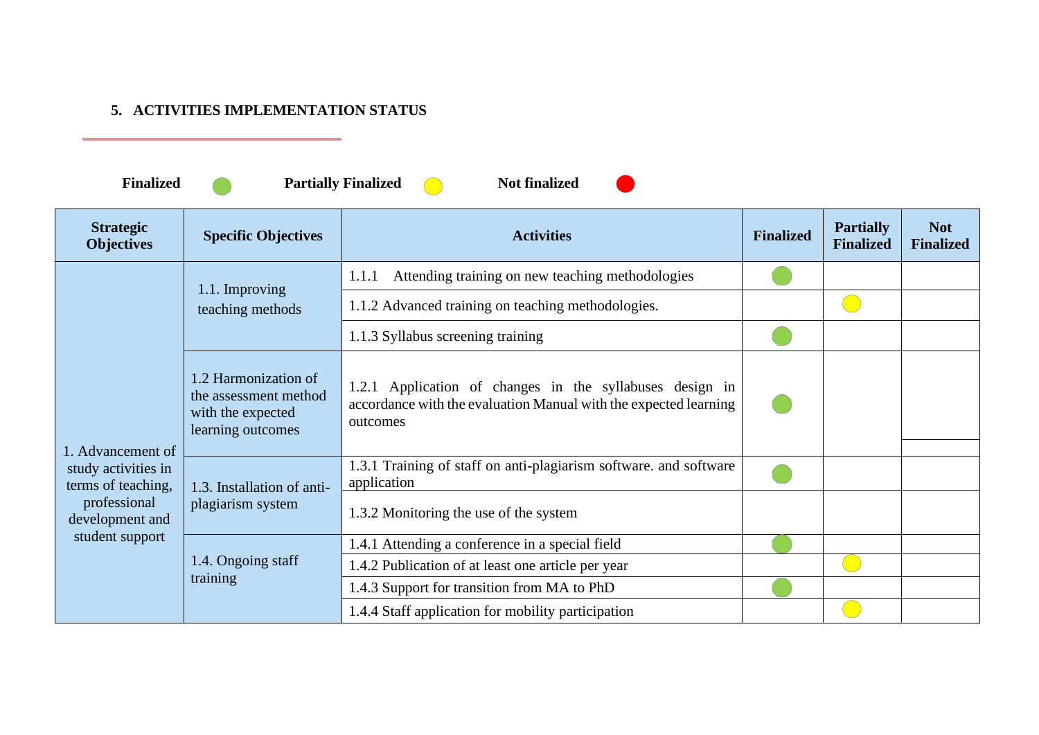## 5. ACTIVITIES IMPLEMENTATION STATUS

**Finalized** 🟢 **Partially Finalized** 🟡 **Not finalized** 🔴

| Strategic Objectives | Specific Objectives | Activities | Finalized | Partially Finalized | Not Finalized |
|---|---|---|---|---|---|
| 1. Advancement of study activities in terms of teaching, professional development and student support | 1.1. Improving teaching methods | 1.1.1 Attending training on new teaching methodologies | 🟢 | | |
| | | 1.1.2 Advanced training on teaching methodologies. | | 🟡 | |
| | | 1.1.3 Syllabus screening training | 🟢 | | |
| | 1.2 Harmonization of the assessment method with the expected learning outcomes | 1.2.1 Application of changes in the syllabuses design in accordance with the evaluation Manual with the expected learning outcomes | 🟢 | | |
| | 1.3. Installation of anti-plagiarism system | 1.3.1 Training of staff on anti-plagiarism software. and software application | 🟢 | | |
| | | 1.3.2 Monitoring the use of the system | | | |
| | 1.4. Ongoing staff training | 1.4.1 Attending a conference in a special field | 🟢 | | |
| | | 1.4.2 Publication of at least one article per year | | 🟡 | |
| | | 1.4.3 Support for transition from MA to PhD | 🟢 | | |
| | | 1.4.4 Staff application for mobility participation | | 🟡 | |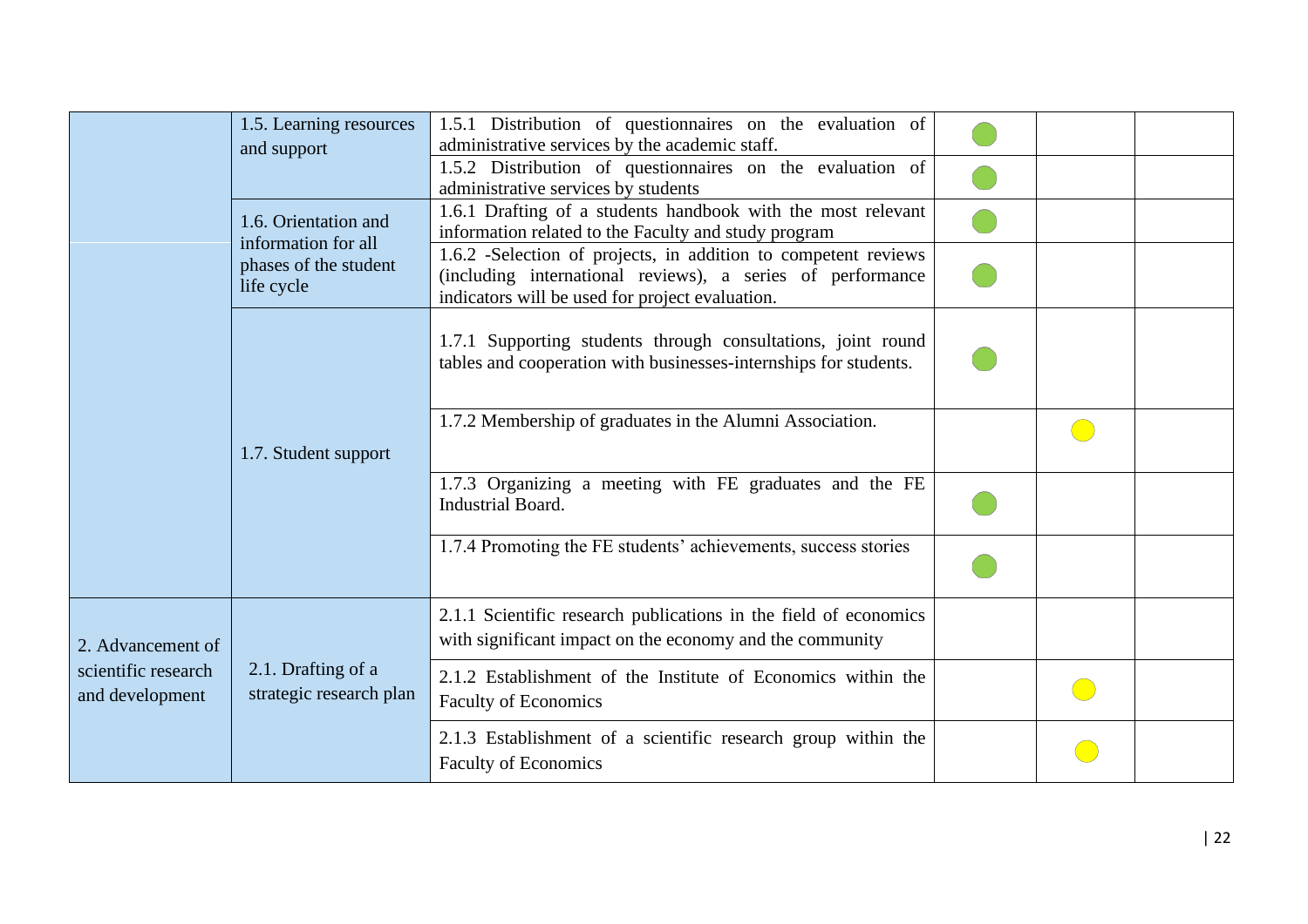| | | | | | |
|---|---|---|---|---|---|
| | 1.5. Learning resources and support | 1.5.1 Distribution of questionnaires on the evaluation of administrative services by the academic staff. | 🟢 | | |
| | | 1.5.2 Distribution of questionnaires on the evaluation of administrative services by students | 🟢 | | |
| | 1.6. Orientation and information for all phases of the student life cycle | 1.6.1 Drafting of a students handbook with the most relevant information related to the Faculty and study program | 🟢 | | |
| | | 1.6.2 -Selection of projects, in addition to competent reviews (including international reviews), a series of performance indicators will be used for project evaluation. | 🟢 | | |
| | 1.7. Student support | 1.7.1 Supporting students through consultations, joint round tables and cooperation with businesses-internships for students. | 🟢 | | |
| | | 1.7.2 Membership of graduates in the Alumni Association. | | 🟡 | |
| | | 1.7.3 Organizing a meeting with FE graduates and the FE Industrial Board. | 🟢 | | |
| | | 1.7.4 Promoting the FE students' achievements, success stories | 🟢 | | |
| 2. Advancement of scientific research and development | 2.1. Drafting of a strategic research plan | 2.1.1 Scientific research publications in the field of economics with significant impact on the economy and the community | | | |
| | | 2.1.2 Establishment of the Institute of Economics within the Faculty of Economics | | 🟡 | |
| | | 2.1.3 Establishment of a scientific research group within the Faculty of Economics | | 🟡 | |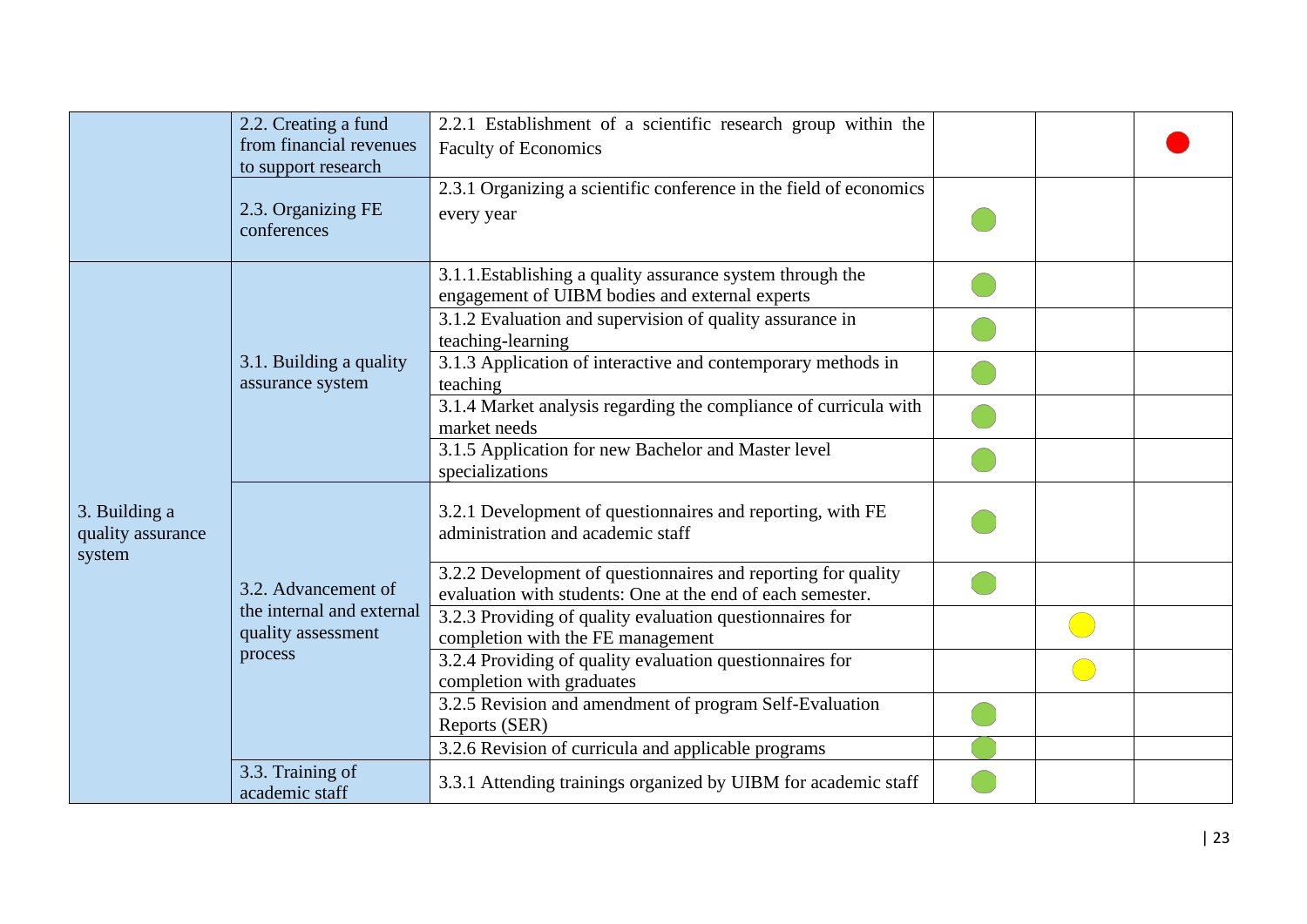| | | | | | |
|---|---|---|---|---|---|
| | 2.2. Creating a fund from financial revenues to support research | 2.2.1 Establishment of a scientific research group within the Faculty of Economics | | | 🔴 |
| | 2.3. Organizing FE conferences | 2.3.1 Organizing a scientific conference in the field of economics every year | 🟢 | | |
| 3. Building a quality assurance system | 3.1. Building a quality assurance system | 3.1.1.Establishing a quality assurance system through the engagement of UIBM bodies and external experts | 🟢 | | |
| | | 3.1.2 Evaluation and supervision of quality assurance in teaching-learning | 🟢 | | |
| | | 3.1.3 Application of interactive and contemporary methods in teaching | 🟢 | | |
| | | 3.1.4 Market analysis regarding the compliance of curricula with market needs | 🟢 | | |
| | | 3.1.5 Application for new Bachelor and Master level specializations | 🟢 | | |
| | 3.2. Advancement of the internal and external quality assessment process | 3.2.1 Development of questionnaires and reporting, with FE administration and academic staff | 🟢 | | |
| | | 3.2.2 Development of questionnaires and reporting for quality evaluation with students: One at the end of each semester. | 🟢 | | |
| | | 3.2.3 Providing of quality evaluation questionnaires for completion with the FE management | | 🟡 | |
| | | 3.2.4 Providing of quality evaluation questionnaires for completion with graduates | | 🟡 | |
| | | 3.2.5 Revision and amendment of program Self-Evaluation Reports (SER) | 🟢 | | |
| | | 3.2.6 Revision of curricula and applicable programs | 🟢 | | |
| | 3.3. Training of academic staff | 3.3.1 Attending trainings organized by UIBM for academic staff | 🟢 | | |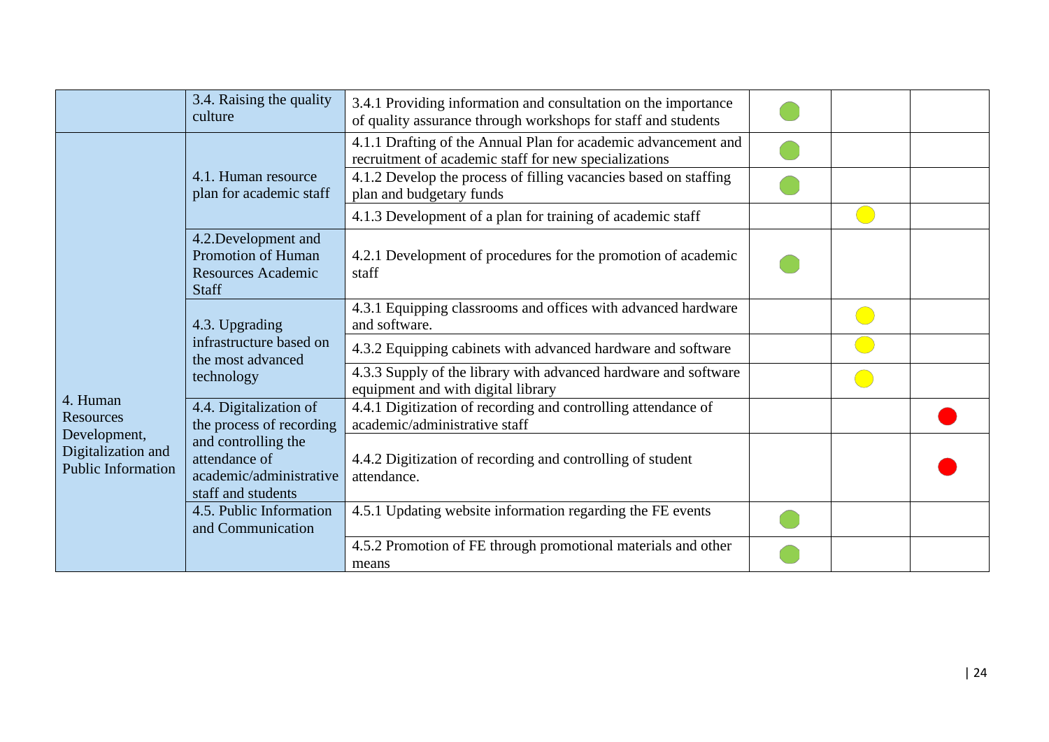| | | | | | |
|---|---|---|---|---|---|
| | 3.4. Raising the quality culture | 3.4.1 Providing information and consultation on the importance of quality assurance through workshops for staff and students | 🟢 | | |
| 4. Human Resources Development, Digitalization and Public Information | 4.1. Human resource plan for academic staff | 4.1.1 Drafting of the Annual Plan for academic advancement and recruitment of academic staff for new specializations | 🟢 | | |
| | | 4.1.2 Develop the process of filling vacancies based on staffing plan and budgetary funds | 🟢 | | |
| | | 4.1.3 Development of a plan for training of academic staff | | 🟡 | |
| | 4.2.Development and Promotion of Human Resources Academic Staff | 4.2.1 Development of procedures for the promotion of academic staff | 🟢 | | |
| | 4.3. Upgrading infrastructure based on the most advanced technology | 4.3.1 Equipping classrooms and offices with advanced hardware and software. | | 🟡 | |
| | | 4.3.2 Equipping cabinets with advanced hardware and software | | 🟡 | |
| | | 4.3.3 Supply of the library with advanced hardware and software equipment and with digital library | | 🟡 | |
| | 4.4. Digitalization of the process of recording and controlling the attendance of academic/administrative staff and students | 4.4.1 Digitization of recording and controlling attendance of academic/administrative staff | | | 🔴 |
| | | 4.4.2 Digitization of recording and controlling of student attendance. | | | 🔴 |
| | 4.5. Public Information and Communication | 4.5.1 Updating website information regarding the FE events | 🟢 | | |
| | | 4.5.2 Promotion of FE through promotional materials and other means | 🟢 | | |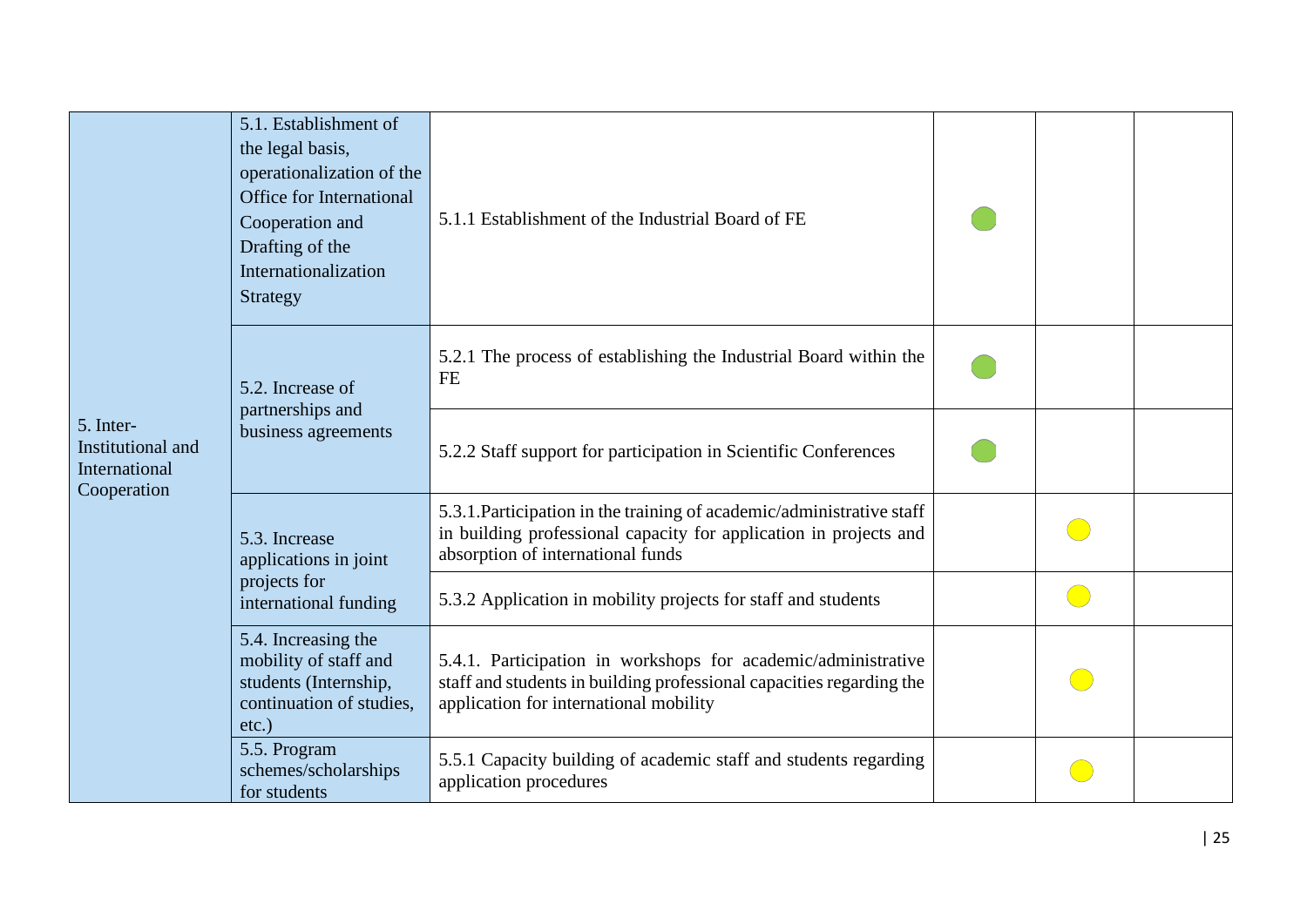| | | | | | |
|---|---|---|---|---|---|
| 5. Inter-Institutional and International Cooperation | 5.1. Establishment of the legal basis, operationalization of the Office for International Cooperation and Drafting of the Internationalization Strategy | 5.1.1 Establishment of the Industrial Board of FE | 🟢 | | |
| | 5.2. Increase of partnerships and business agreements | 5.2.1 The process of establishing the Industrial Board within the FE | 🟢 | | |
| | | 5.2.2 Staff support for participation in Scientific Conferences | 🟢 | | |
| | 5.3. Increase applications in joint projects for international funding | 5.3.1.Participation in the training of academic/administrative staff in building professional capacity for application in projects and absorption of international funds | | 🟡 | |
| | | 5.3.2 Application in mobility projects for staff and students | | 🟡 | |
| | 5.4. Increasing the mobility of staff and students (Internship, continuation of studies, etc.) | 5.4.1. Participation in workshops for academic/administrative staff and students in building professional capacities regarding the application for international mobility | | 🟡 | |
| | 5.5. Program schemes/scholarships for students | 5.5.1 Capacity building of academic staff and students regarding application procedures | | 🟡 | |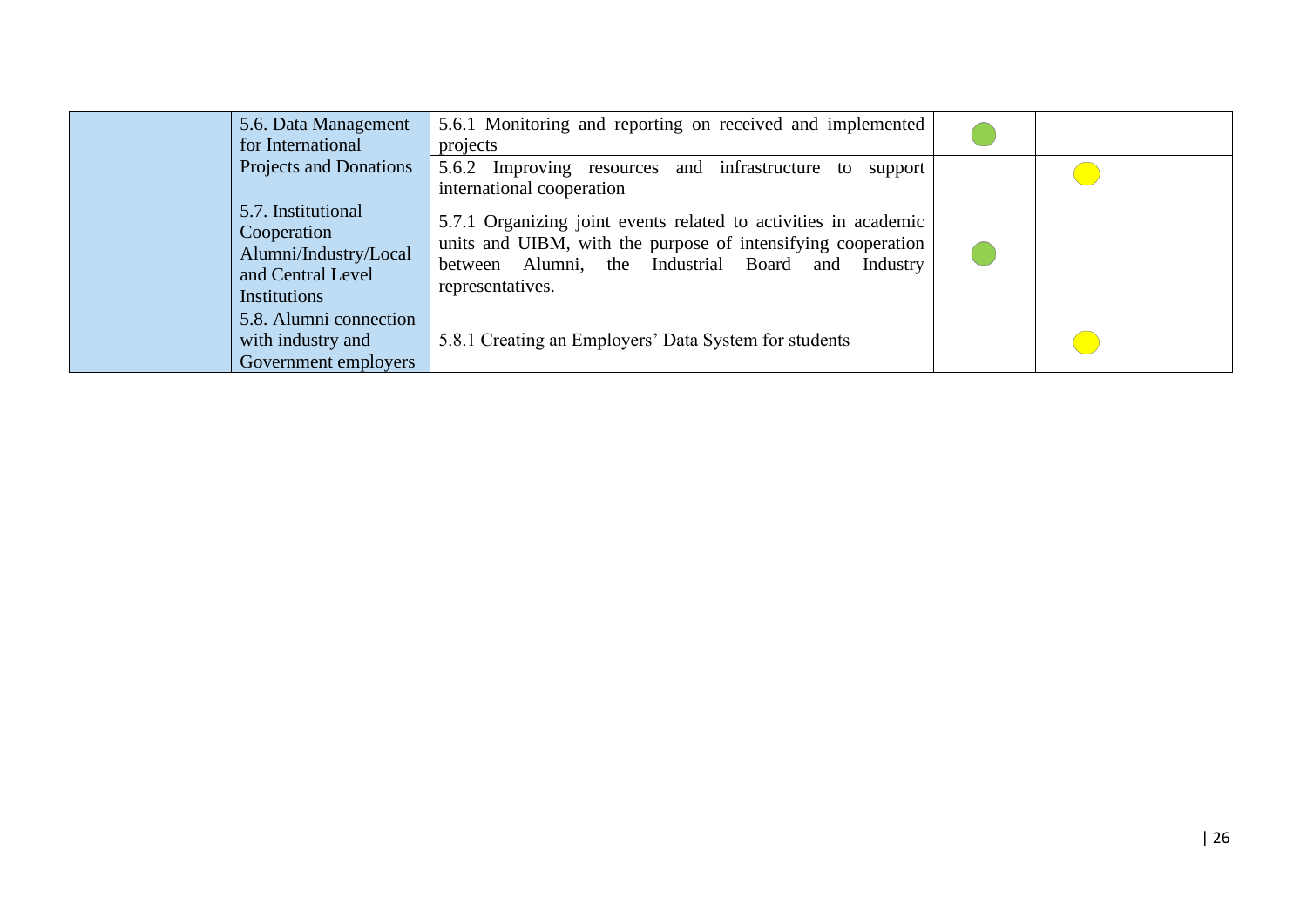|  |  |  |  |  |  |
|---|---|---|---|---|---|
|  | 5.6. Data Management for International Projects and Donations | 5.6.1 Monitoring and reporting on received and implemented projects | 🟢 |  |  |
|  |  | 5.6.2 Improving resources and infrastructure to support international cooperation |  | 🟡 |  |
|  | 5.7. Institutional Cooperation Alumni/Industry/Local and Central Level Institutions | 5.7.1 Organizing joint events related to activities in academic units and UIBM, with the purpose of intensifying cooperation between Alumni, the Industrial Board and Industry representatives. | 🟢 |  |  |
|  | 5.8. Alumni connection with industry and Government employers | 5.8.1 Creating an Employers' Data System for students |  | 🟡 |  |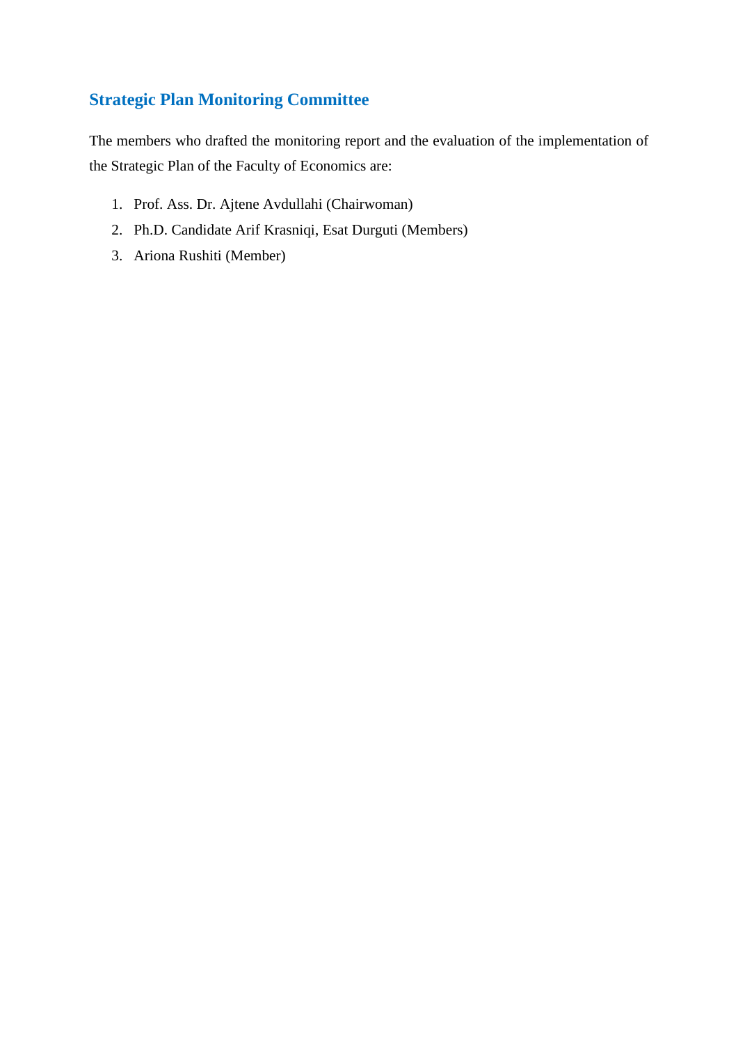## Strategic Plan Monitoring Committee

The members who drafted the monitoring report and the evaluation of the implementation of the Strategic Plan of the Faculty of Economics are:

1. Prof. Ass. Dr. Ajtene Avdullahi (Chairwoman)
2. Ph.D. Candidate Arif Krasniqi, Esat Durguti (Members)
3. Ariona Rushiti (Member)